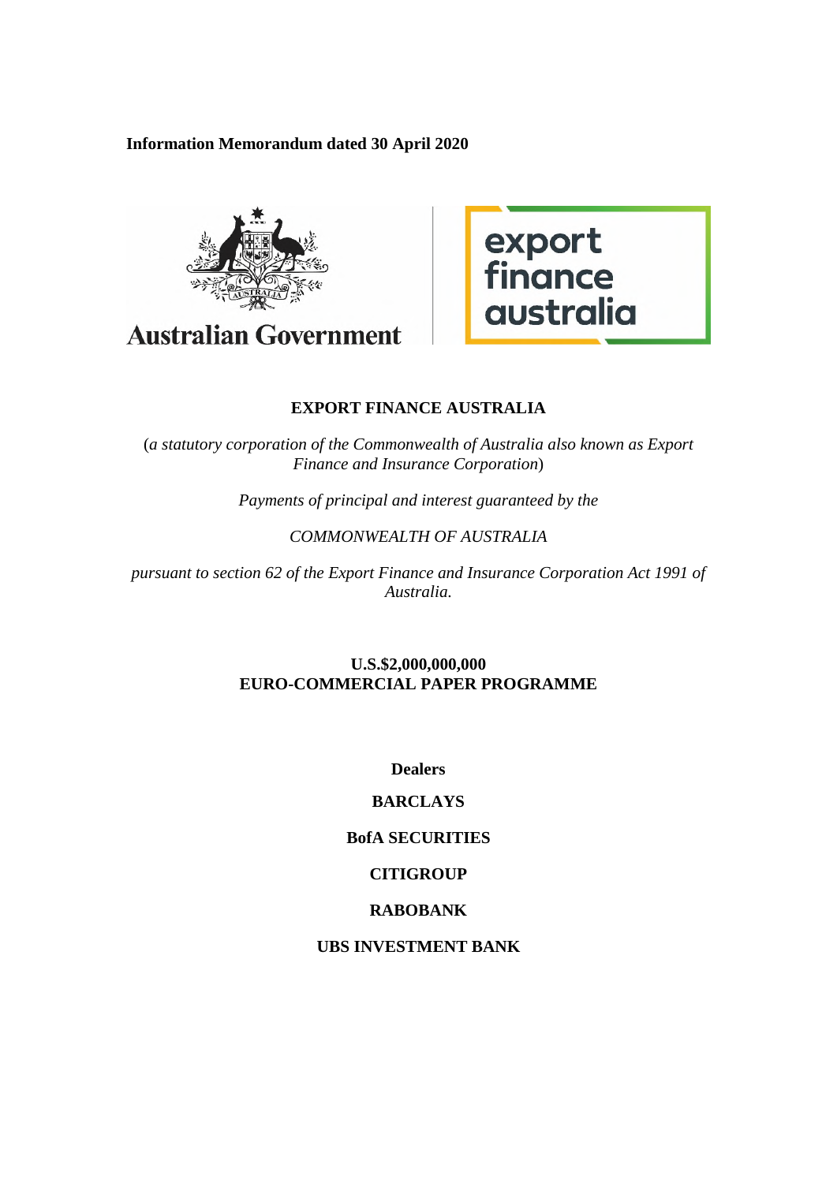**Information Memorandum dated 30 April 2020**

Australian Government

export finance australia

# EXPORT FINANCE AUSTRALIA

(*a statutory corporation of the Commonwealth of Australia also known as Export Finance and Insurance Corporation*)

*Payments of principal and interest guaranteed by the*

*COMMONWEALTH OF AUSTRALIA*

*pursuant to section 62 of the Export Finance and Insurance Corporation Act 1991 of Australia.*

**U.S.$2,000,000,000**
**EURO-COMMERCIAL PAPER PROGRAMME**

**Dealers**

**BARCLAYS**

**BofA SECURITIES**

**CITIGROUP**

**RABOBANK**

**UBS INVESTMENT BANK**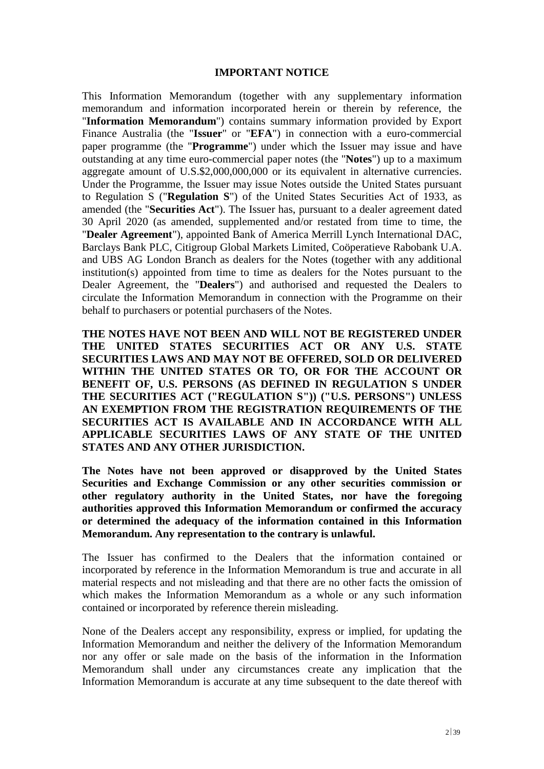## IMPORTANT NOTICE

This Information Memorandum (together with any supplementary information memorandum and information incorporated herein or therein by reference, the "**Information Memorandum**") contains summary information provided by Export Finance Australia (the "**Issuer**" or "**EFA**") in connection with a euro-commercial paper programme (the "**Programme**") under which the Issuer may issue and have outstanding at any time euro-commercial paper notes (the "**Notes**") up to a maximum aggregate amount of U.S.$2,000,000,000 or its equivalent in alternative currencies. Under the Programme, the Issuer may issue Notes outside the United States pursuant to Regulation S ("**Regulation S**") of the United States Securities Act of 1933, as amended (the "**Securities Act**"). The Issuer has, pursuant to a dealer agreement dated 30 April 2020 (as amended, supplemented and/or restated from time to time, the "**Dealer Agreement**"), appointed Bank of America Merrill Lynch International DAC, Barclays Bank PLC, Citigroup Global Markets Limited, Coöperatieve Rabobank U.A. and UBS AG London Branch as dealers for the Notes (together with any additional institution(s) appointed from time to time as dealers for the Notes pursuant to the Dealer Agreement, the "**Dealers**") and authorised and requested the Dealers to circulate the Information Memorandum in connection with the Programme on their behalf to purchasers or potential purchasers of the Notes.

**THE NOTES HAVE NOT BEEN AND WILL NOT BE REGISTERED UNDER THE UNITED STATES SECURITIES ACT OR ANY U.S. STATE SECURITIES LAWS AND MAY NOT BE OFFERED, SOLD OR DELIVERED WITHIN THE UNITED STATES OR TO, OR FOR THE ACCOUNT OR BENEFIT OF, U.S. PERSONS (AS DEFINED IN REGULATION S UNDER THE SECURITIES ACT ("REGULATION S")) ("U.S. PERSONS") UNLESS AN EXEMPTION FROM THE REGISTRATION REQUIREMENTS OF THE SECURITIES ACT IS AVAILABLE AND IN ACCORDANCE WITH ALL APPLICABLE SECURITIES LAWS OF ANY STATE OF THE UNITED STATES AND ANY OTHER JURISDICTION.**

**The Notes have not been approved or disapproved by the United States Securities and Exchange Commission or any other securities commission or other regulatory authority in the United States, nor have the foregoing authorities approved this Information Memorandum or confirmed the accuracy or determined the adequacy of the information contained in this Information Memorandum. Any representation to the contrary is unlawful.**

The Issuer has confirmed to the Dealers that the information contained or incorporated by reference in the Information Memorandum is true and accurate in all material respects and not misleading and that there are no other facts the omission of which makes the Information Memorandum as a whole or any such information contained or incorporated by reference therein misleading.

None of the Dealers accept any responsibility, express or implied, for updating the Information Memorandum and neither the delivery of the Information Memorandum nor any offer or sale made on the basis of the information in the Information Memorandum shall under any circumstances create any implication that the Information Memorandum is accurate at any time subsequent to the date thereof with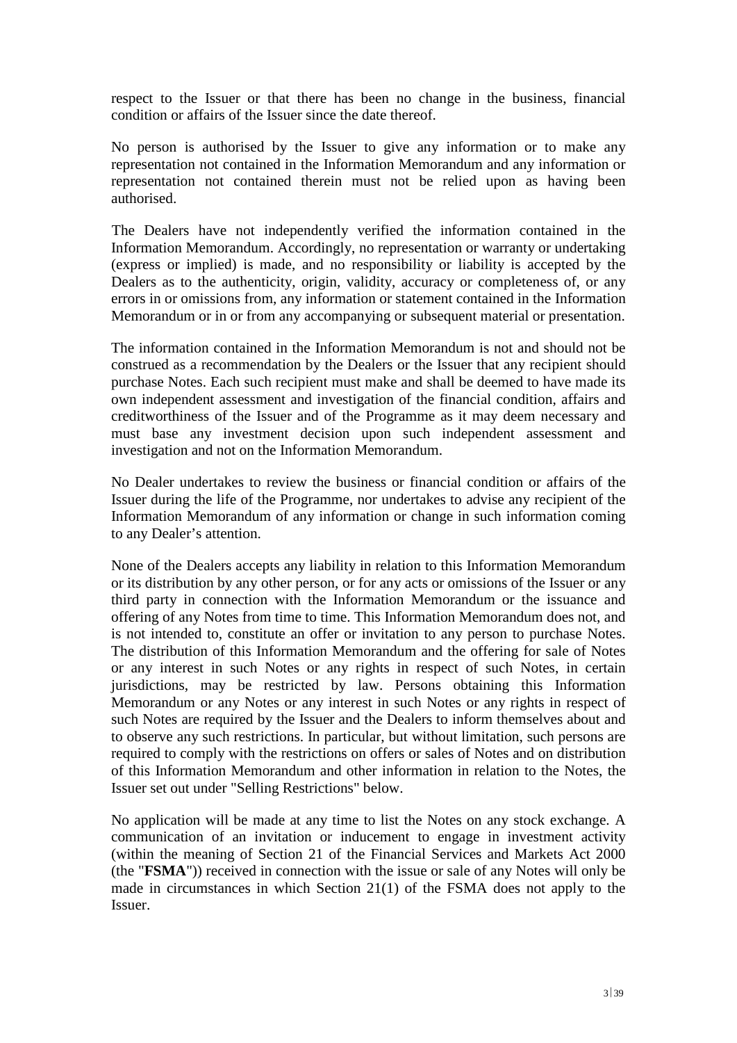respect to the Issuer or that there has been no change in the business, financial condition or affairs of the Issuer since the date thereof.

No person is authorised by the Issuer to give any information or to make any representation not contained in the Information Memorandum and any information or representation not contained therein must not be relied upon as having been authorised.

The Dealers have not independently verified the information contained in the Information Memorandum. Accordingly, no representation or warranty or undertaking (express or implied) is made, and no responsibility or liability is accepted by the Dealers as to the authenticity, origin, validity, accuracy or completeness of, or any errors in or omissions from, any information or statement contained in the Information Memorandum or in or from any accompanying or subsequent material or presentation.

The information contained in the Information Memorandum is not and should not be construed as a recommendation by the Dealers or the Issuer that any recipient should purchase Notes. Each such recipient must make and shall be deemed to have made its own independent assessment and investigation of the financial condition, affairs and creditworthiness of the Issuer and of the Programme as it may deem necessary and must base any investment decision upon such independent assessment and investigation and not on the Information Memorandum.

No Dealer undertakes to review the business or financial condition or affairs of the Issuer during the life of the Programme, nor undertakes to advise any recipient of the Information Memorandum of any information or change in such information coming to any Dealer's attention.

None of the Dealers accepts any liability in relation to this Information Memorandum or its distribution by any other person, or for any acts or omissions of the Issuer or any third party in connection with the Information Memorandum or the issuance and offering of any Notes from time to time. This Information Memorandum does not, and is not intended to, constitute an offer or invitation to any person to purchase Notes. The distribution of this Information Memorandum and the offering for sale of Notes or any interest in such Notes or any rights in respect of such Notes, in certain jurisdictions, may be restricted by law. Persons obtaining this Information Memorandum or any Notes or any interest in such Notes or any rights in respect of such Notes are required by the Issuer and the Dealers to inform themselves about and to observe any such restrictions. In particular, but without limitation, such persons are required to comply with the restrictions on offers or sales of Notes and on distribution of this Information Memorandum and other information in relation to the Notes, the Issuer set out under "Selling Restrictions" below.

No application will be made at any time to list the Notes on any stock exchange. A communication of an invitation or inducement to engage in investment activity (within the meaning of Section 21 of the Financial Services and Markets Act 2000 (the "**FSMA**")) received in connection with the issue or sale of any Notes will only be made in circumstances in which Section 21(1) of the FSMA does not apply to the Issuer.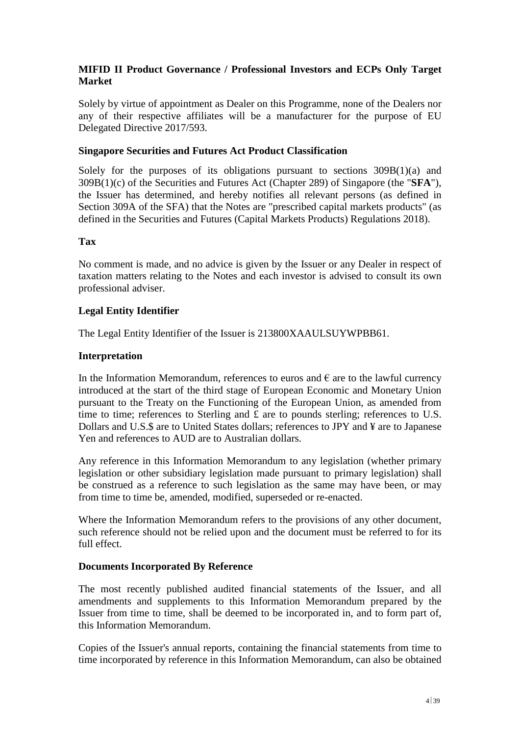**MIFID II Product Governance / Professional Investors and ECPs Only Target Market**

Solely by virtue of appointment as Dealer on this Programme, none of the Dealers nor any of their respective affiliates will be a manufacturer for the purpose of EU Delegated Directive 2017/593.

**Singapore Securities and Futures Act Product Classification**

Solely for the purposes of its obligations pursuant to sections 309B(1)(a) and 309B(1)(c) of the Securities and Futures Act (Chapter 289) of Singapore (the "**SFA**"), the Issuer has determined, and hereby notifies all relevant persons (as defined in Section 309A of the SFA) that the Notes are "prescribed capital markets products" (as defined in the Securities and Futures (Capital Markets Products) Regulations 2018).

**Tax**

No comment is made, and no advice is given by the Issuer or any Dealer in respect of taxation matters relating to the Notes and each investor is advised to consult its own professional adviser.

**Legal Entity Identifier**

The Legal Entity Identifier of the Issuer is 213800XAAULSUYWPBB61.

**Interpretation**

In the Information Memorandum, references to euros and € are to the lawful currency introduced at the start of the third stage of European Economic and Monetary Union pursuant to the Treaty on the Functioning of the European Union, as amended from time to time; references to Sterling and £ are to pounds sterling; references to U.S. Dollars and U.S.$ are to United States dollars; references to JPY and ¥ are to Japanese Yen and references to AUD are to Australian dollars.

Any reference in this Information Memorandum to any legislation (whether primary legislation or other subsidiary legislation made pursuant to primary legislation) shall be construed as a reference to such legislation as the same may have been, or may from time to time be, amended, modified, superseded or re-enacted.

Where the Information Memorandum refers to the provisions of any other document, such reference should not be relied upon and the document must be referred to for its full effect.

**Documents Incorporated By Reference**

The most recently published audited financial statements of the Issuer, and all amendments and supplements to this Information Memorandum prepared by the Issuer from time to time, shall be deemed to be incorporated in, and to form part of, this Information Memorandum.

Copies of the Issuer's annual reports, containing the financial statements from time to time incorporated by reference in this Information Memorandum, can also be obtained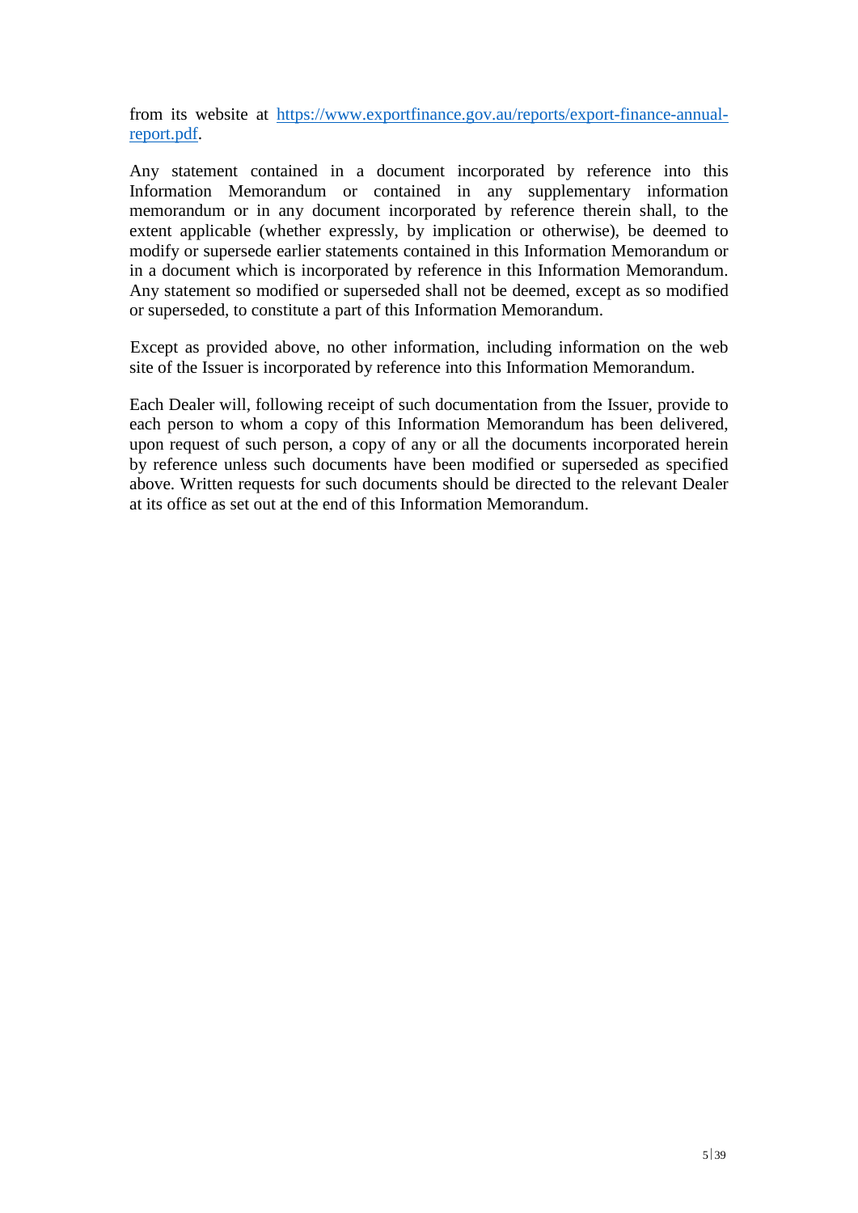from its website at [https://www.exportfinance.gov.au/reports/export-finance-annual-report.pdf](https://www.exportfinance.gov.au/reports/export-finance-annual-report.pdf).

Any statement contained in a document incorporated by reference into this Information Memorandum or contained in any supplementary information memorandum or in any document incorporated by reference therein shall, to the extent applicable (whether expressly, by implication or otherwise), be deemed to modify or supersede earlier statements contained in this Information Memorandum or in a document which is incorporated by reference in this Information Memorandum. Any statement so modified or superseded shall not be deemed, except as so modified or superseded, to constitute a part of this Information Memorandum.

Except as provided above, no other information, including information on the web site of the Issuer is incorporated by reference into this Information Memorandum.

Each Dealer will, following receipt of such documentation from the Issuer, provide to each person to whom a copy of this Information Memorandum has been delivered, upon request of such person, a copy of any or all the documents incorporated herein by reference unless such documents have been modified or superseded as specified above. Written requests for such documents should be directed to the relevant Dealer at its office as set out at the end of this Information Memorandum.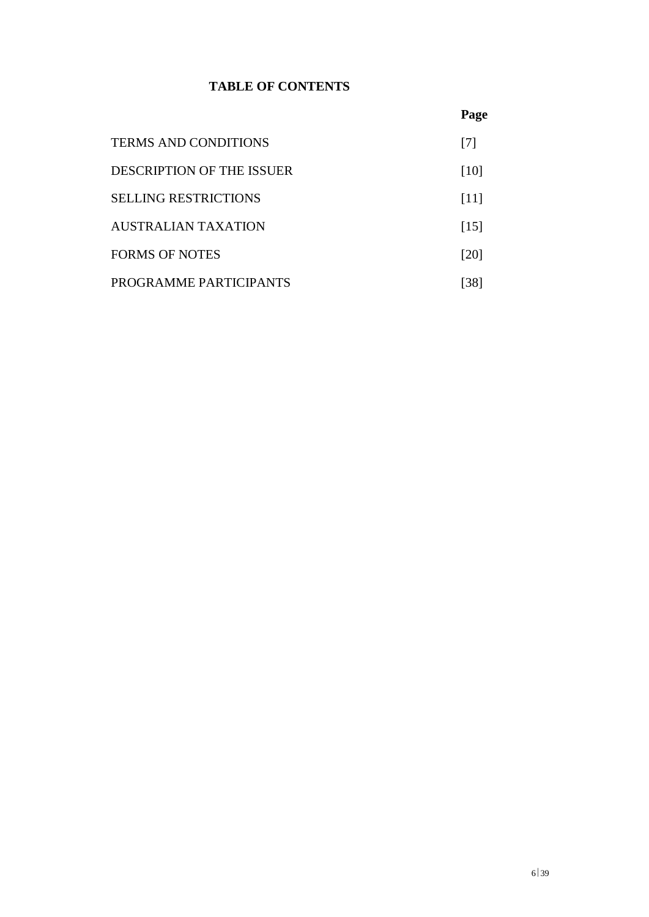# TABLE OF CONTENTS

| | Page |
|---|---|
| TERMS AND CONDITIONS | [7] |
| DESCRIPTION OF THE ISSUER | [10] |
| SELLING RESTRICTIONS | [11] |
| AUSTRALIAN TAXATION | [15] |
| FORMS OF NOTES | [20] |
| PROGRAMME PARTICIPANTS | [38] |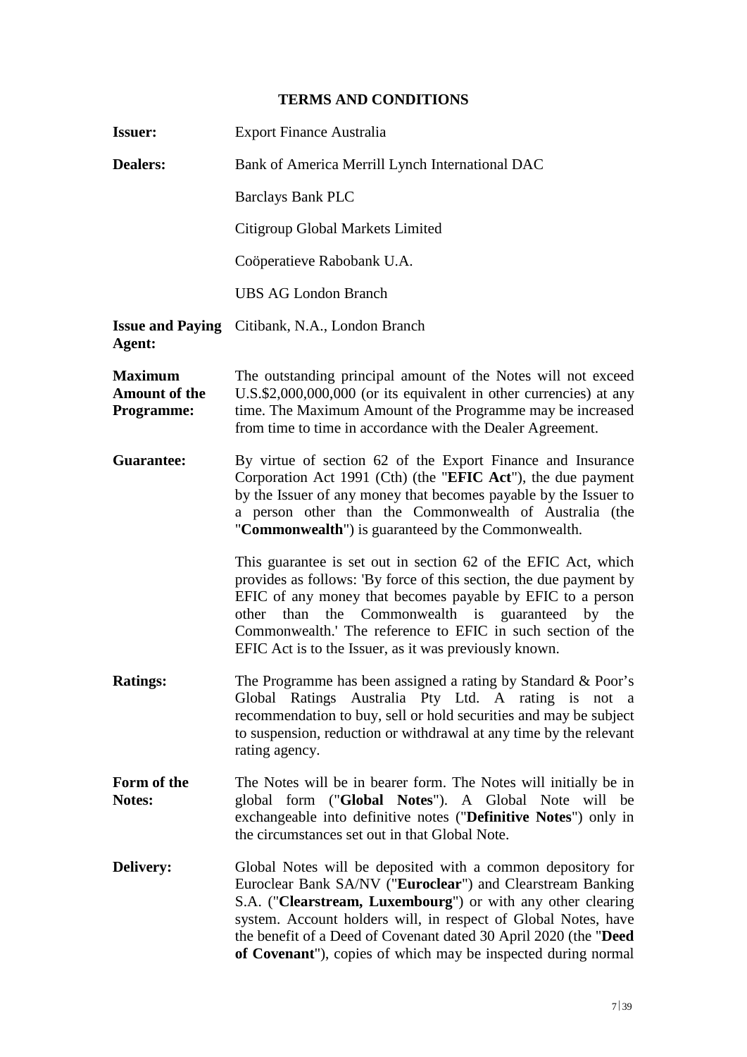## TERMS AND CONDITIONS

| | |
|---|---|
| **Issuer:** | Export Finance Australia |
| **Dealers:** | Bank of America Merrill Lynch International DAC<br><br>Barclays Bank PLC<br><br>Citigroup Global Markets Limited<br><br>Coöperatieve Rabobank U.A.<br><br>UBS AG London Branch |
| **Issue and Paying Agent:** | Citibank, N.A., London Branch |
| **Maximum Amount of the Programme:** | The outstanding principal amount of the Notes will not exceed U.S.$2,000,000,000 (or its equivalent in other currencies) at any time. The Maximum Amount of the Programme may be increased from time to time in accordance with the Dealer Agreement. |
| **Guarantee:** | By virtue of section 62 of the Export Finance and Insurance Corporation Act 1991 (Cth) (the "**EFIC Act**"), the due payment by the Issuer of any money that becomes payable by the Issuer to a person other than the Commonwealth of Australia (the "**Commonwealth**") is guaranteed by the Commonwealth.<br><br>This guarantee is set out in section 62 of the EFIC Act, which provides as follows: 'By force of this section, the due payment by EFIC of any money that becomes payable by EFIC to a person other than the Commonwealth is guaranteed by the Commonwealth.' The reference to EFIC in such section of the EFIC Act is to the Issuer, as it was previously known. |
| **Ratings:** | The Programme has been assigned a rating by Standard & Poor's Global Ratings Australia Pty Ltd. A rating is not a recommendation to buy, sell or hold securities and may be subject to suspension, reduction or withdrawal at any time by the relevant rating agency. |
| **Form of the Notes:** | The Notes will be in bearer form. The Notes will initially be in global form ("**Global Notes**"). A Global Note will be exchangeable into definitive notes ("**Definitive Notes**") only in the circumstances set out in that Global Note. |
| **Delivery:** | Global Notes will be deposited with a common depository for Euroclear Bank SA/NV ("**Euroclear**") and Clearstream Banking S.A. ("**Clearstream, Luxembourg**") or with any other clearing system. Account holders will, in respect of Global Notes, have the benefit of a Deed of Covenant dated 30 April 2020 (the "**Deed of Covenant**"), copies of which may be inspected during normal |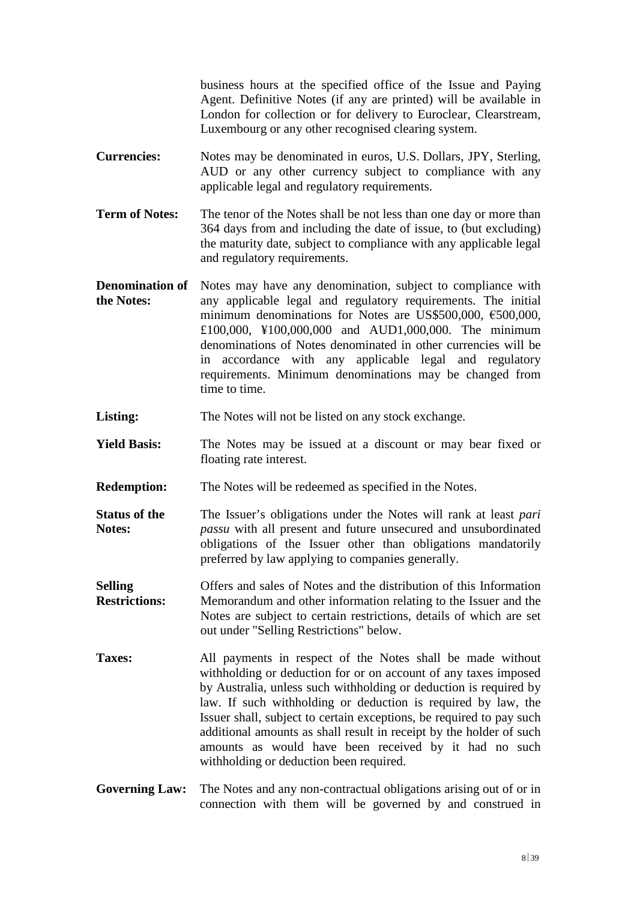business hours at the specified office of the Issue and Paying Agent. Definitive Notes (if any are printed) will be available in London for collection or for delivery to Euroclear, Clearstream, Luxembourg or any other recognised clearing system.

**Currencies:** Notes may be denominated in euros, U.S. Dollars, JPY, Sterling, AUD or any other currency subject to compliance with any applicable legal and regulatory requirements.

**Term of Notes:** The tenor of the Notes shall be not less than one day or more than 364 days from and including the date of issue, to (but excluding) the maturity date, subject to compliance with any applicable legal and regulatory requirements.

**Denomination of the Notes:** Notes may have any denomination, subject to compliance with any applicable legal and regulatory requirements. The initial minimum denominations for Notes are US$500,000, €500,000, £100,000, ¥100,000,000 and AUD1,000,000. The minimum denominations of Notes denominated in other currencies will be in accordance with any applicable legal and regulatory requirements. Minimum denominations may be changed from time to time.

**Listing:** The Notes will not be listed on any stock exchange.

**Yield Basis:** The Notes may be issued at a discount or may bear fixed or floating rate interest.

**Redemption:** The Notes will be redeemed as specified in the Notes.

**Status of the Notes:** The Issuer's obligations under the Notes will rank at least *pari passu* with all present and future unsecured and unsubordinated obligations of the Issuer other than obligations mandatorily preferred by law applying to companies generally.

**Selling Restrictions:** Offers and sales of Notes and the distribution of this Information Memorandum and other information relating to the Issuer and the Notes are subject to certain restrictions, details of which are set out under "Selling Restrictions" below.

**Taxes:** All payments in respect of the Notes shall be made without withholding or deduction for or on account of any taxes imposed by Australia, unless such withholding or deduction is required by law. If such withholding or deduction is required by law, the Issuer shall, subject to certain exceptions, be required to pay such additional amounts as shall result in receipt by the holder of such amounts as would have been received by it had no such withholding or deduction been required.

**Governing Law:** The Notes and any non-contractual obligations arising out of or in connection with them will be governed by and construed in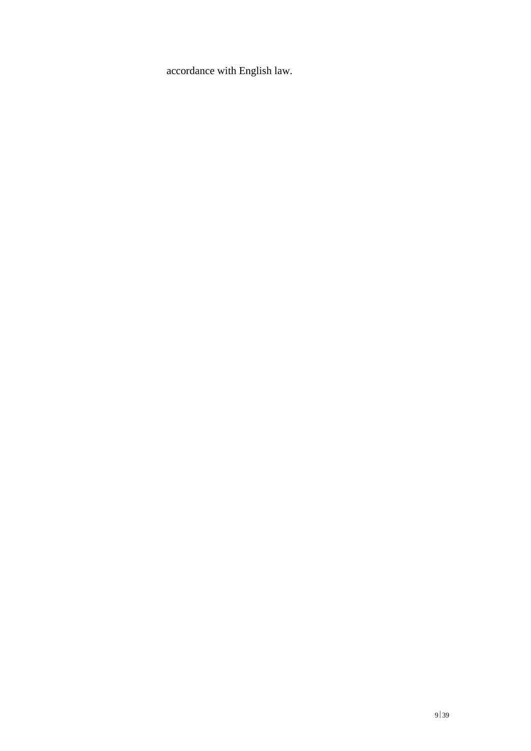accordance with English law.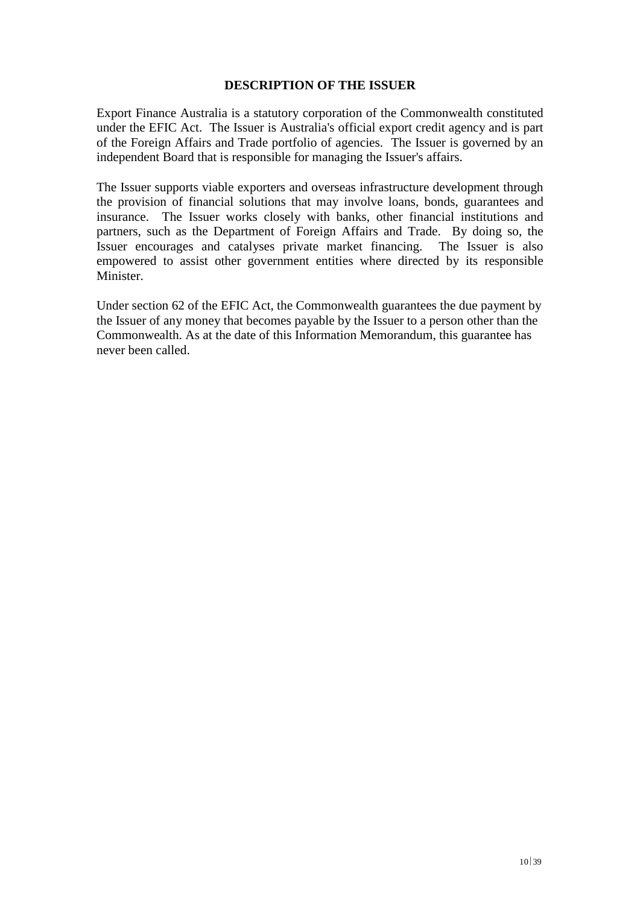## DESCRIPTION OF THE ISSUER

Export Finance Australia is a statutory corporation of the Commonwealth constituted under the EFIC Act. The Issuer is Australia's official export credit agency and is part of the Foreign Affairs and Trade portfolio of agencies. The Issuer is governed by an independent Board that is responsible for managing the Issuer's affairs.

The Issuer supports viable exporters and overseas infrastructure development through the provision of financial solutions that may involve loans, bonds, guarantees and insurance. The Issuer works closely with banks, other financial institutions and partners, such as the Department of Foreign Affairs and Trade. By doing so, the Issuer encourages and catalyses private market financing. The Issuer is also empowered to assist other government entities where directed by its responsible Minister.

Under section 62 of the EFIC Act, the Commonwealth guarantees the due payment by the Issuer of any money that becomes payable by the Issuer to a person other than the Commonwealth. As at the date of this Information Memorandum, this guarantee has never been called.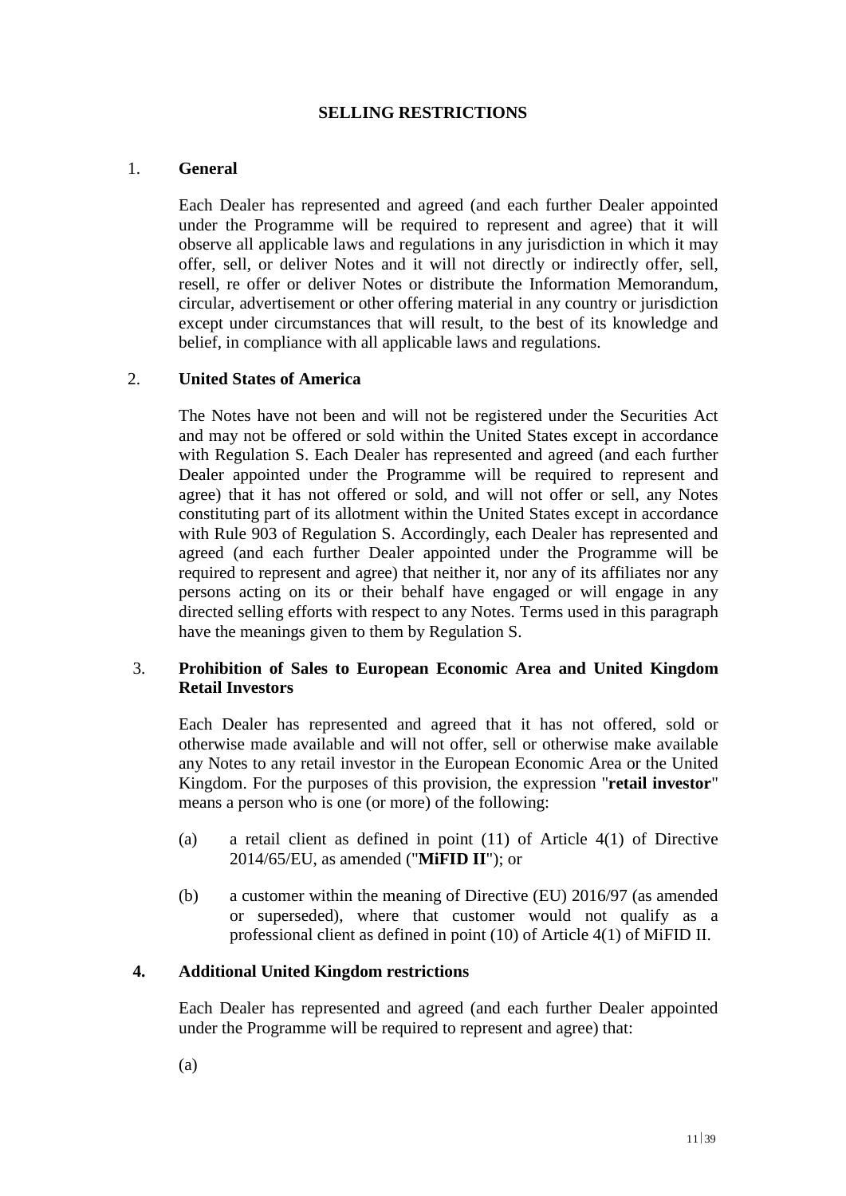## SELLING RESTRICTIONS

1. **General**

Each Dealer has represented and agreed (and each further Dealer appointed under the Programme will be required to represent and agree) that it will observe all applicable laws and regulations in any jurisdiction in which it may offer, sell, or deliver Notes and it will not directly or indirectly offer, sell, resell, re offer or deliver Notes or distribute the Information Memorandum, circular, advertisement or other offering material in any country or jurisdiction except under circumstances that will result, to the best of its knowledge and belief, in compliance with all applicable laws and regulations.

2. **United States of America**

The Notes have not been and will not be registered under the Securities Act and may not be offered or sold within the United States except in accordance with Regulation S. Each Dealer has represented and agreed (and each further Dealer appointed under the Programme will be required to represent and agree) that it has not offered or sold, and will not offer or sell, any Notes constituting part of its allotment within the United States except in accordance with Rule 903 of Regulation S. Accordingly, each Dealer has represented and agreed (and each further Dealer appointed under the Programme will be required to represent and agree) that neither it, nor any of its affiliates nor any persons acting on its or their behalf have engaged or will engage in any directed selling efforts with respect to any Notes. Terms used in this paragraph have the meanings given to them by Regulation S.

3. **Prohibition of Sales to European Economic Area and United Kingdom Retail Investors**

Each Dealer has represented and agreed that it has not offered, sold or otherwise made available and will not offer, sell or otherwise make available any Notes to any retail investor in the European Economic Area or the United Kingdom. For the purposes of this provision, the expression "**retail investor**" means a person who is one (or more) of the following:

(a) a retail client as defined in point (11) of Article 4(1) of Directive 2014/65/EU, as amended ("**MiFID II**"); or

(b) a customer within the meaning of Directive (EU) 2016/97 (as amended or superseded), where that customer would not qualify as a professional client as defined in point (10) of Article 4(1) of MiFID II.

4. **Additional United Kingdom restrictions**

Each Dealer has represented and agreed (and each further Dealer appointed under the Programme will be required to represent and agree) that:

(a)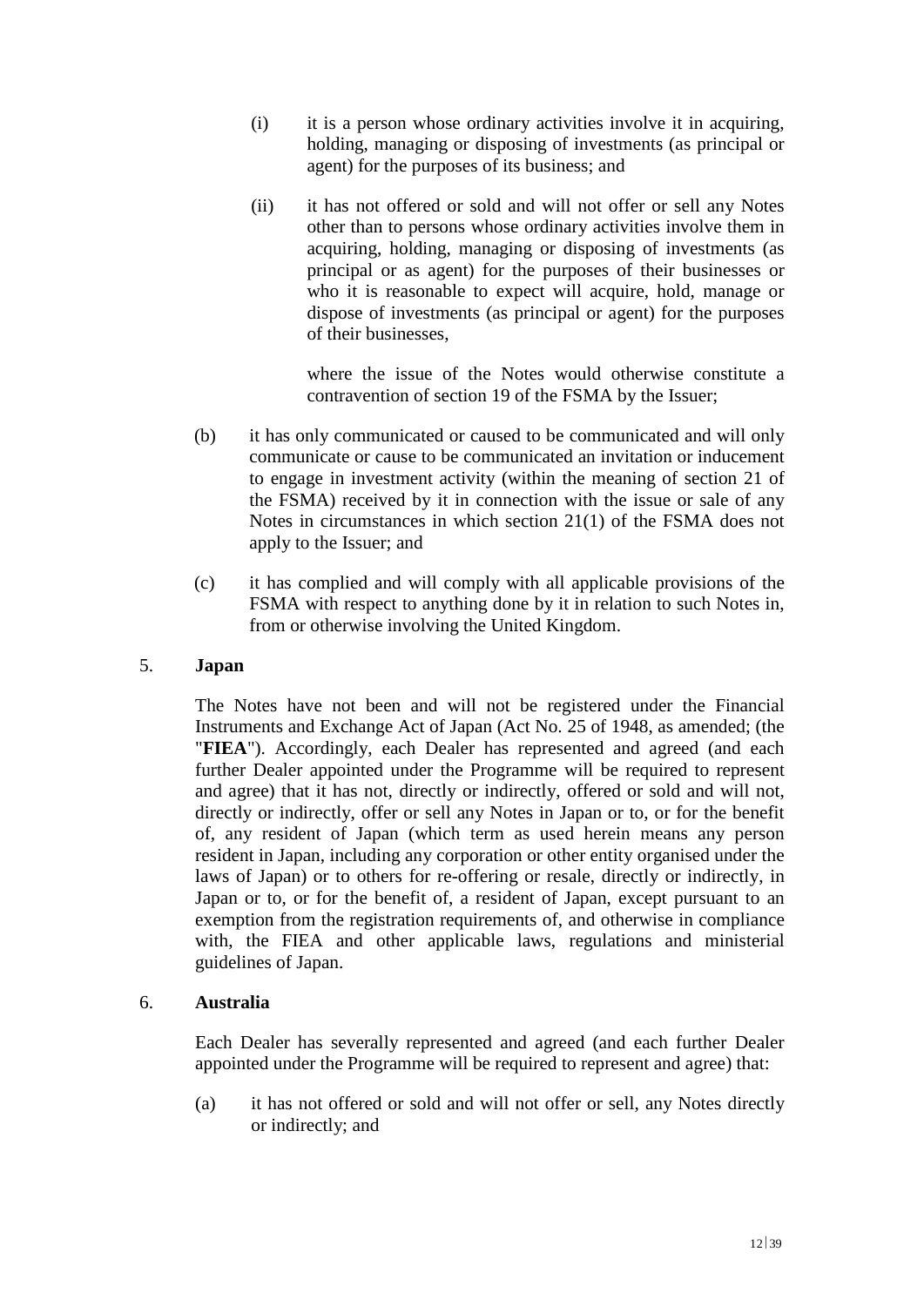(i) it is a person whose ordinary activities involve it in acquiring, holding, managing or disposing of investments (as principal or agent) for the purposes of its business; and

(ii) it has not offered or sold and will not offer or sell any Notes other than to persons whose ordinary activities involve them in acquiring, holding, managing or disposing of investments (as principal or as agent) for the purposes of their businesses or who it is reasonable to expect will acquire, hold, manage or dispose of investments (as principal or agent) for the purposes of their businesses,

where the issue of the Notes would otherwise constitute a contravention of section 19 of the FSMA by the Issuer;

(b) it has only communicated or caused to be communicated and will only communicate or cause to be communicated an invitation or inducement to engage in investment activity (within the meaning of section 21 of the FSMA) received by it in connection with the issue or sale of any Notes in circumstances in which section 21(1) of the FSMA does not apply to the Issuer; and

(c) it has complied and will comply with all applicable provisions of the FSMA with respect to anything done by it in relation to such Notes in, from or otherwise involving the United Kingdom.

5. **Japan**

The Notes have not been and will not be registered under the Financial Instruments and Exchange Act of Japan (Act No. 25 of 1948, as amended; (the "**FIEA**"). Accordingly, each Dealer has represented and agreed (and each further Dealer appointed under the Programme will be required to represent and agree) that it has not, directly or indirectly, offered or sold and will not, directly or indirectly, offer or sell any Notes in Japan or to, or for the benefit of, any resident of Japan (which term as used herein means any person resident in Japan, including any corporation or other entity organised under the laws of Japan) or to others for re-offering or resale, directly or indirectly, in Japan or to, or for the benefit of, a resident of Japan, except pursuant to an exemption from the registration requirements of, and otherwise in compliance with, the FIEA and other applicable laws, regulations and ministerial guidelines of Japan.

6. **Australia**

Each Dealer has severally represented and agreed (and each further Dealer appointed under the Programme will be required to represent and agree) that:

(a) it has not offered or sold and will not offer or sell, any Notes directly or indirectly; and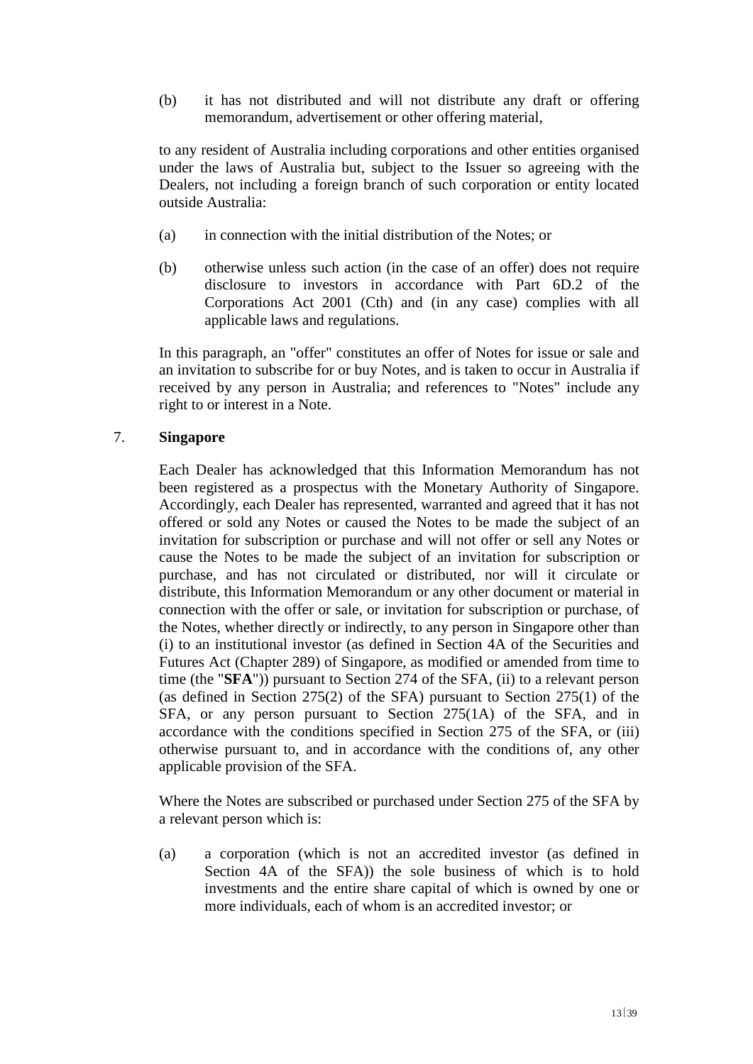(b) it has not distributed and will not distribute any draft or offering memorandum, advertisement or other offering material,

to any resident of Australia including corporations and other entities organised under the laws of Australia but, subject to the Issuer so agreeing with the Dealers, not including a foreign branch of such corporation or entity located outside Australia:

(a) in connection with the initial distribution of the Notes; or

(b) otherwise unless such action (in the case of an offer) does not require disclosure to investors in accordance with Part 6D.2 of the Corporations Act 2001 (Cth) and (in any case) complies with all applicable laws and regulations.

In this paragraph, an "offer" constitutes an offer of Notes for issue or sale and an invitation to subscribe for or buy Notes, and is taken to occur in Australia if received by any person in Australia; and references to "Notes" include any right to or interest in a Note.

7. **Singapore**

Each Dealer has acknowledged that this Information Memorandum has not been registered as a prospectus with the Monetary Authority of Singapore. Accordingly, each Dealer has represented, warranted and agreed that it has not offered or sold any Notes or caused the Notes to be made the subject of an invitation for subscription or purchase and will not offer or sell any Notes or cause the Notes to be made the subject of an invitation for subscription or purchase, and has not circulated or distributed, nor will it circulate or distribute, this Information Memorandum or any other document or material in connection with the offer or sale, or invitation for subscription or purchase, of the Notes, whether directly or indirectly, to any person in Singapore other than (i) to an institutional investor (as defined in Section 4A of the Securities and Futures Act (Chapter 289) of Singapore, as modified or amended from time to time (the "**SFA**")) pursuant to Section 274 of the SFA, (ii) to a relevant person (as defined in Section 275(2) of the SFA) pursuant to Section 275(1) of the SFA, or any person pursuant to Section 275(1A) of the SFA, and in accordance with the conditions specified in Section 275 of the SFA, or (iii) otherwise pursuant to, and in accordance with the conditions of, any other applicable provision of the SFA.

Where the Notes are subscribed or purchased under Section 275 of the SFA by a relevant person which is:

(a) a corporation (which is not an accredited investor (as defined in Section 4A of the SFA)) the sole business of which is to hold investments and the entire share capital of which is owned by one or more individuals, each of whom is an accredited investor; or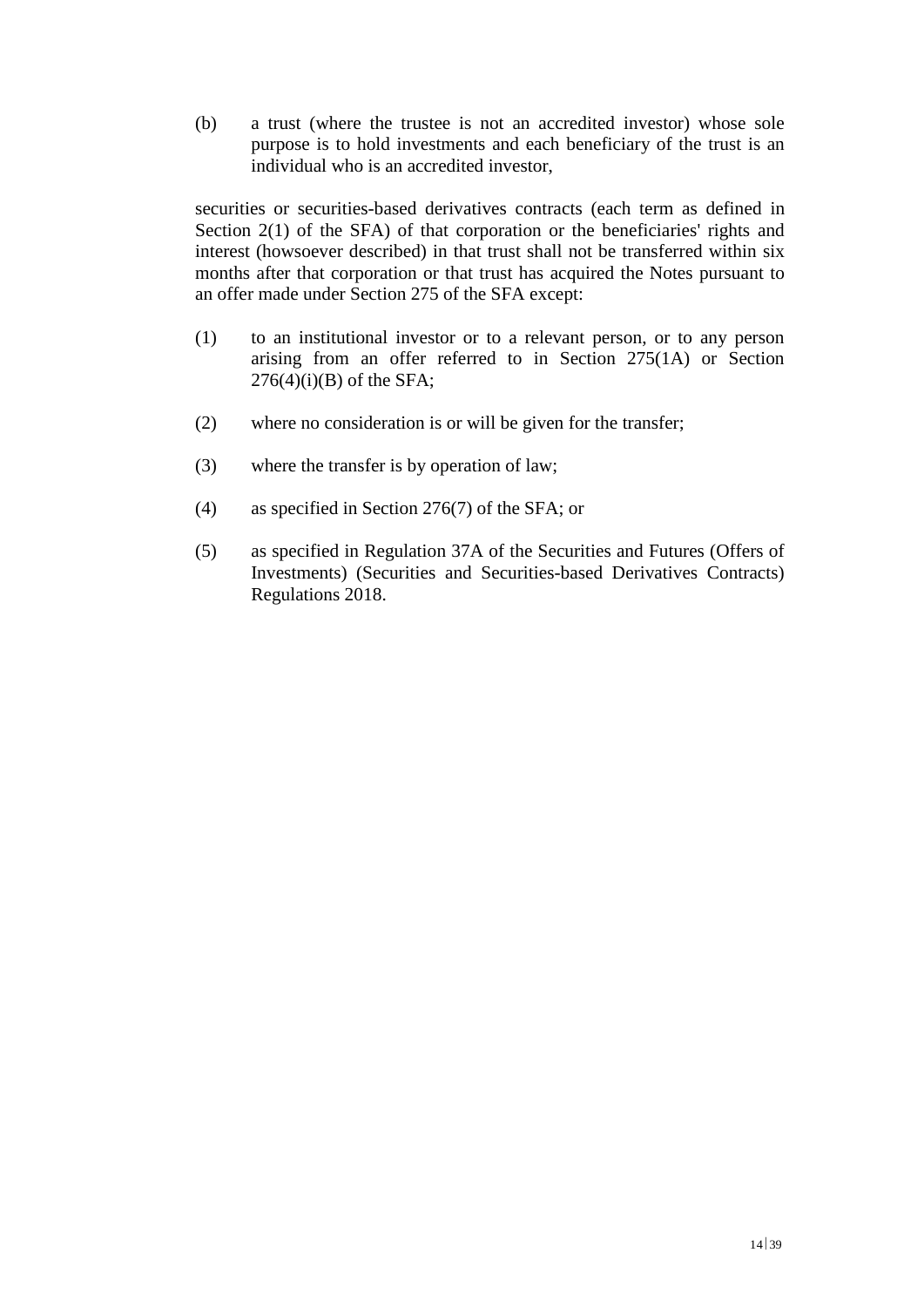(b) a trust (where the trustee is not an accredited investor) whose sole purpose is to hold investments and each beneficiary of the trust is an individual who is an accredited investor,

securities or securities-based derivatives contracts (each term as defined in Section 2(1) of the SFA) of that corporation or the beneficiaries' rights and interest (howsoever described) in that trust shall not be transferred within six months after that corporation or that trust has acquired the Notes pursuant to an offer made under Section 275 of the SFA except:

(1) to an institutional investor or to a relevant person, or to any person arising from an offer referred to in Section 275(1A) or Section 276(4)(i)(B) of the SFA;

(2) where no consideration is or will be given for the transfer;

(3) where the transfer is by operation of law;

(4) as specified in Section 276(7) of the SFA; or

(5) as specified in Regulation 37A of the Securities and Futures (Offers of Investments) (Securities and Securities-based Derivatives Contracts) Regulations 2018.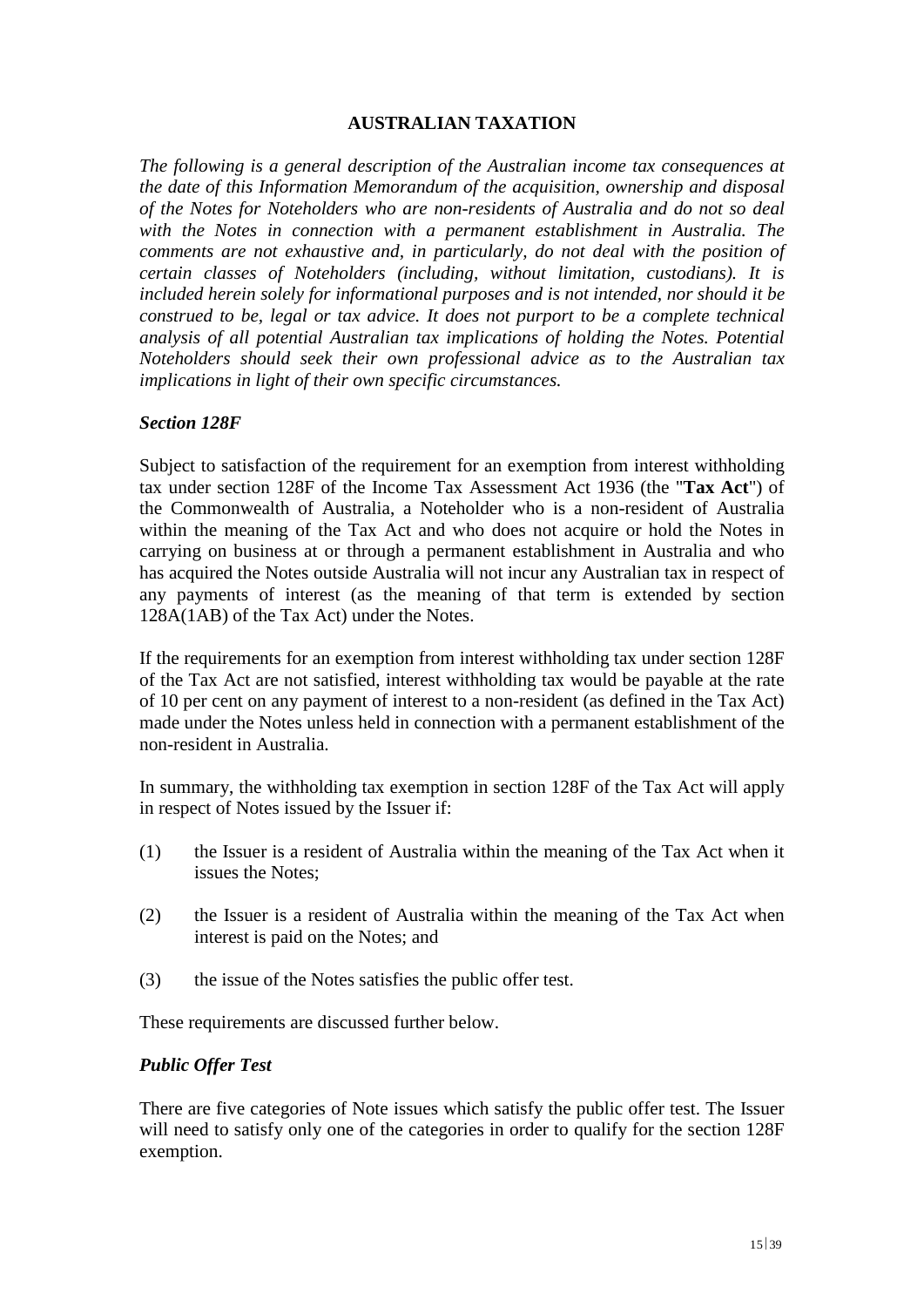## AUSTRALIAN TAXATION

*The following is a general description of the Australian income tax consequences at the date of this Information Memorandum of the acquisition, ownership and disposal of the Notes for Noteholders who are non-residents of Australia and do not so deal with the Notes in connection with a permanent establishment in Australia. The comments are not exhaustive and, in particular, do not deal with the position of certain classes of Noteholders (including, without limitation, custodians). It is included herein solely for informational purposes and is not intended, nor should it be construed to be, legal or tax advice. It does not purport to be a complete technical analysis of all potential Australian tax implications of holding the Notes. Potential Noteholders should seek their own professional advice as to the Australian tax implications in light of their own specific circumstances.*

### *Section 128F*

Subject to satisfaction of the requirement for an exemption from interest withholding tax under section 128F of the Income Tax Assessment Act 1936 (the "**Tax Act**") of the Commonwealth of Australia, a Noteholder who is a non-resident of Australia within the meaning of the Tax Act and who does not acquire or hold the Notes in carrying on business at or through a permanent establishment in Australia and who has acquired the Notes outside Australia will not incur any Australian tax in respect of any payments of interest (as the meaning of that term is extended by section 128A(1AB) of the Tax Act) under the Notes.

If the requirements for an exemption from interest withholding tax under section 128F of the Tax Act are not satisfied, interest withholding tax would be payable at the rate of 10 per cent on any payment of interest to a non-resident (as defined in the Tax Act) made under the Notes unless held in connection with a permanent establishment of the non-resident in Australia.

In summary, the withholding tax exemption in section 128F of the Tax Act will apply in respect of Notes issued by the Issuer if:

(1) the Issuer is a resident of Australia within the meaning of the Tax Act when it issues the Notes;

(2) the Issuer is a resident of Australia within the meaning of the Tax Act when interest is paid on the Notes; and

(3) the issue of the Notes satisfies the public offer test.

These requirements are discussed further below.

### *Public Offer Test*

There are five categories of Note issues which satisfy the public offer test. The Issuer will need to satisfy only one of the categories in order to qualify for the section 128F exemption.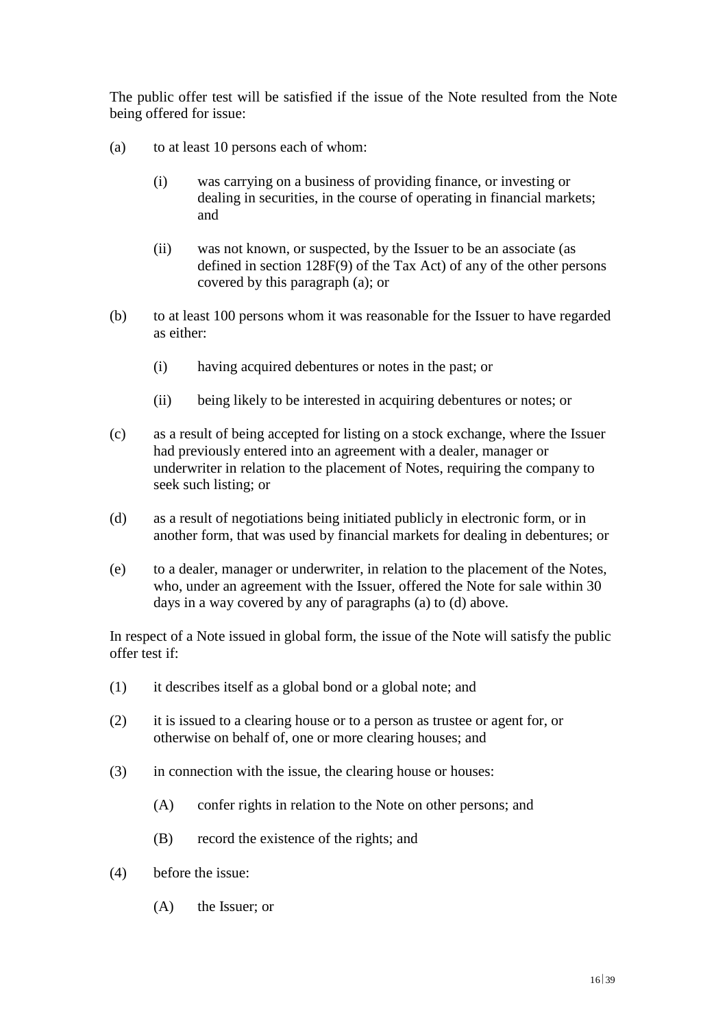The public offer test will be satisfied if the issue of the Note resulted from the Note being offered for issue:

(a) to at least 10 persons each of whom:

  (i) was carrying on a business of providing finance, or investing or dealing in securities, in the course of operating in financial markets; and

  (ii) was not known, or suspected, by the Issuer to be an associate (as defined in section 128F(9) of the Tax Act) of any of the other persons covered by this paragraph (a); or

(b) to at least 100 persons whom it was reasonable for the Issuer to have regarded as either:

  (i) having acquired debentures or notes in the past; or

  (ii) being likely to be interested in acquiring debentures or notes; or

(c) as a result of being accepted for listing on a stock exchange, where the Issuer had previously entered into an agreement with a dealer, manager or underwriter in relation to the placement of Notes, requiring the company to seek such listing; or

(d) as a result of negotiations being initiated publicly in electronic form, or in another form, that was used by financial markets for dealing in debentures; or

(e) to a dealer, manager or underwriter, in relation to the placement of the Notes, who, under an agreement with the Issuer, offered the Note for sale within 30 days in a way covered by any of paragraphs (a) to (d) above.

In respect of a Note issued in global form, the issue of the Note will satisfy the public offer test if:

(1) it describes itself as a global bond or a global note; and

(2) it is issued to a clearing house or to a person as trustee or agent for, or otherwise on behalf of, one or more clearing houses; and

(3) in connection with the issue, the clearing house or houses:

  (A) confer rights in relation to the Note on other persons; and

  (B) record the existence of the rights; and

(4) before the issue:

  (A) the Issuer; or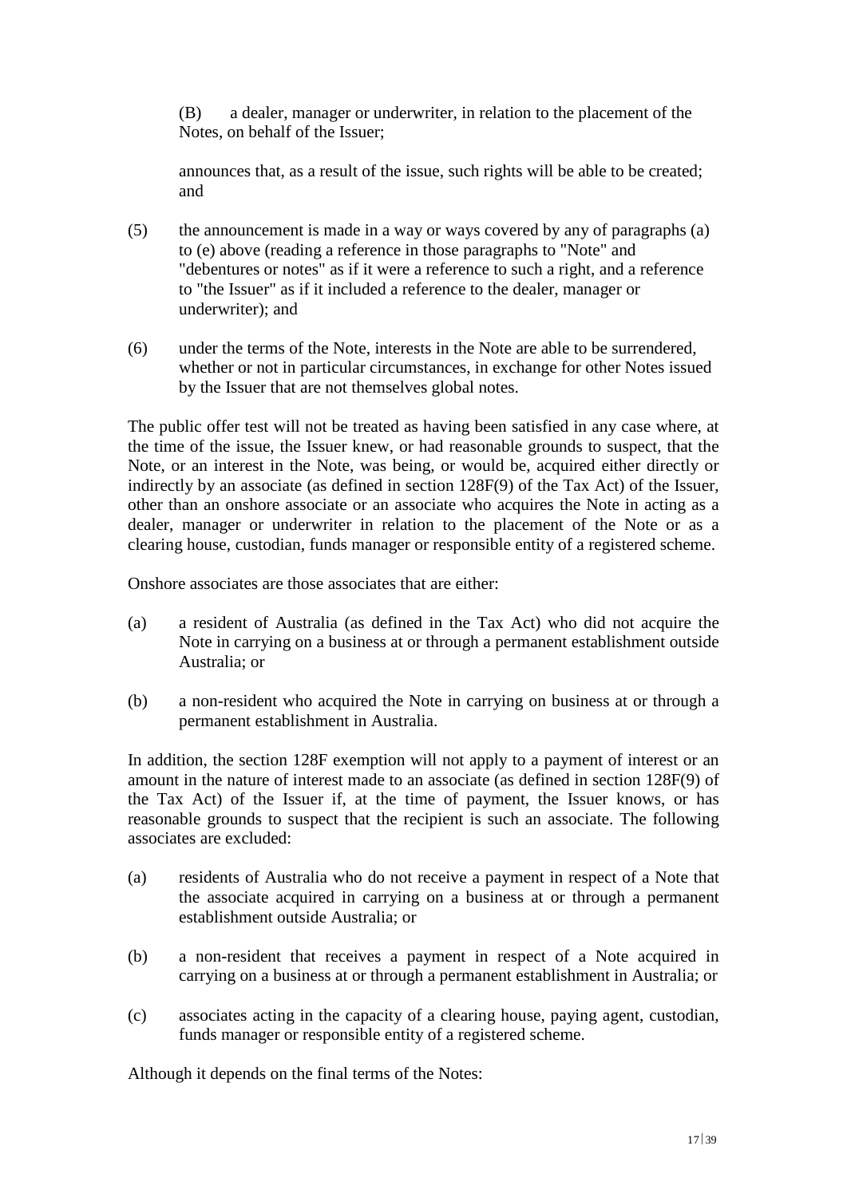(B) a dealer, manager or underwriter, in relation to the placement of the Notes, on behalf of the Issuer;

announces that, as a result of the issue, such rights will be able to be created; and

(5) the announcement is made in a way or ways covered by any of paragraphs (a) to (e) above (reading a reference in those paragraphs to "Note" and "debentures or notes" as if it were a reference to such a right, and a reference to "the Issuer" as if it included a reference to the dealer, manager or underwriter); and

(6) under the terms of the Note, interests in the Note are able to be surrendered, whether or not in particular circumstances, in exchange for other Notes issued by the Issuer that are not themselves global notes.

The public offer test will not be treated as having been satisfied in any case where, at the time of the issue, the Issuer knew, or had reasonable grounds to suspect, that the Note, or an interest in the Note, was being, or would be, acquired either directly or indirectly by an associate (as defined in section 128F(9) of the Tax Act) of the Issuer, other than an onshore associate or an associate who acquires the Note in acting as a dealer, manager or underwriter in relation to the placement of the Note or as a clearing house, custodian, funds manager or responsible entity of a registered scheme.

Onshore associates are those associates that are either:

(a) a resident of Australia (as defined in the Tax Act) who did not acquire the Note in carrying on a business at or through a permanent establishment outside Australia; or

(b) a non-resident who acquired the Note in carrying on business at or through a permanent establishment in Australia.

In addition, the section 128F exemption will not apply to a payment of interest or an amount in the nature of interest made to an associate (as defined in section 128F(9) of the Tax Act) of the Issuer if, at the time of payment, the Issuer knows, or has reasonable grounds to suspect that the recipient is such an associate. The following associates are excluded:

(a) residents of Australia who do not receive a payment in respect of a Note that the associate acquired in carrying on a business at or through a permanent establishment outside Australia; or

(b) a non-resident that receives a payment in respect of a Note acquired in carrying on a business at or through a permanent establishment in Australia; or

(c) associates acting in the capacity of a clearing house, paying agent, custodian, funds manager or responsible entity of a registered scheme.

Although it depends on the final terms of the Notes: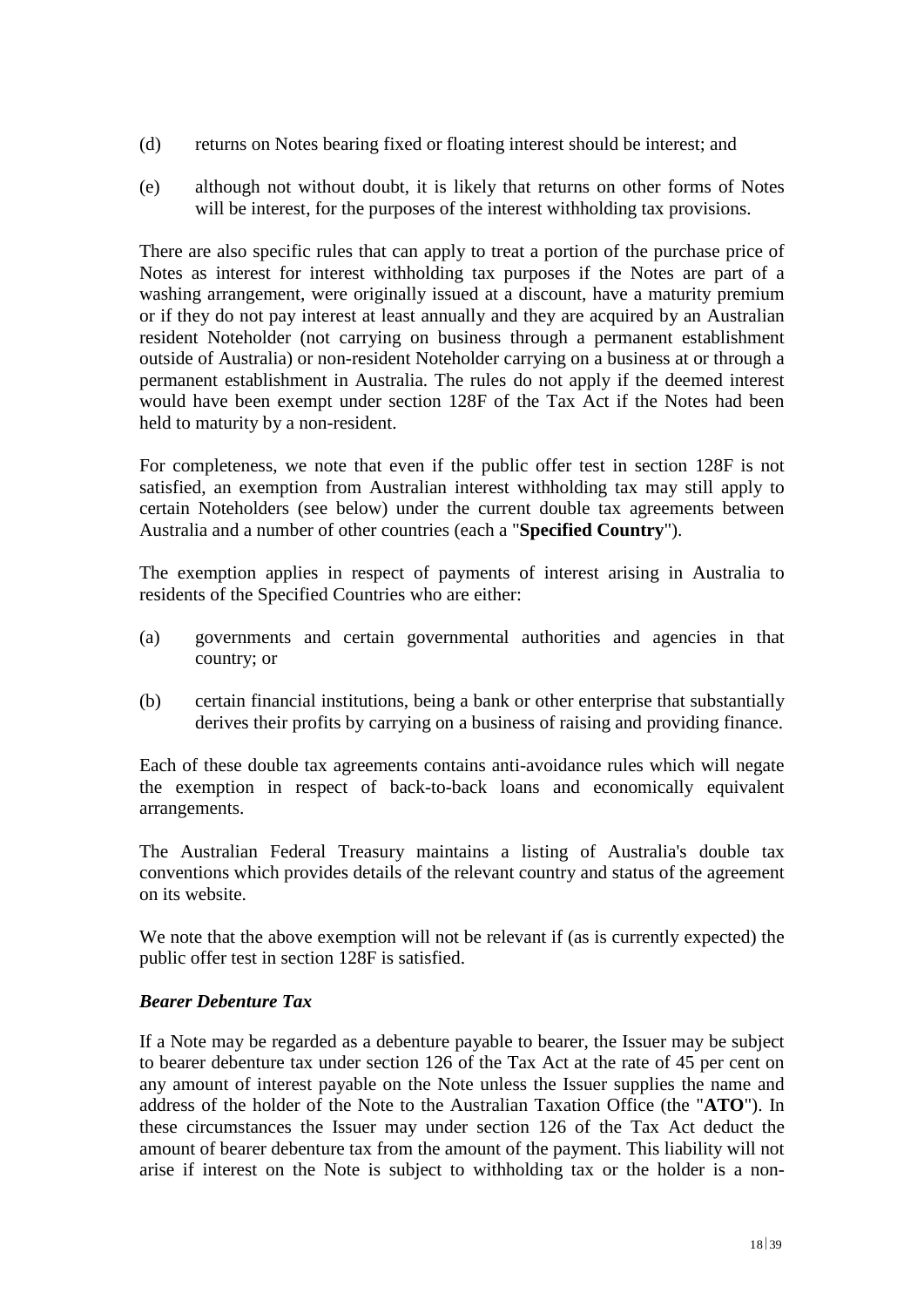(d) returns on Notes bearing fixed or floating interest should be interest; and

(e) although not without doubt, it is likely that returns on other forms of Notes will be interest, for the purposes of the interest withholding tax provisions.

There are also specific rules that can apply to treat a portion of the purchase price of Notes as interest for interest withholding tax purposes if the Notes are part of a washing arrangement, were originally issued at a discount, have a maturity premium or if they do not pay interest at least annually and they are acquired by an Australian resident Noteholder (not carrying on business through a permanent establishment outside of Australia) or non-resident Noteholder carrying on a business at or through a permanent establishment in Australia. The rules do not apply if the deemed interest would have been exempt under section 128F of the Tax Act if the Notes had been held to maturity by a non-resident.

For completeness, we note that even if the public offer test in section 128F is not satisfied, an exemption from Australian interest withholding tax may still apply to certain Noteholders (see below) under the current double tax agreements between Australia and a number of other countries (each a "**Specified Country**").

The exemption applies in respect of payments of interest arising in Australia to residents of the Specified Countries who are either:

(a) governments and certain governmental authorities and agencies in that country; or

(b) certain financial institutions, being a bank or other enterprise that substantially derives their profits by carrying on a business of raising and providing finance.

Each of these double tax agreements contains anti-avoidance rules which will negate the exemption in respect of back-to-back loans and economically equivalent arrangements.

The Australian Federal Treasury maintains a listing of Australia's double tax conventions which provides details of the relevant country and status of the agreement on its website.

We note that the above exemption will not be relevant if (as is currently expected) the public offer test in section 128F is satisfied.

***Bearer Debenture Tax***

If a Note may be regarded as a debenture payable to bearer, the Issuer may be subject to bearer debenture tax under section 126 of the Tax Act at the rate of 45 per cent on any amount of interest payable on the Note unless the Issuer supplies the name and address of the holder of the Note to the Australian Taxation Office (the "**ATO**"). In these circumstances the Issuer may under section 126 of the Tax Act deduct the amount of bearer debenture tax from the amount of the payment. This liability will not arise if interest on the Note is subject to withholding tax or the holder is a non-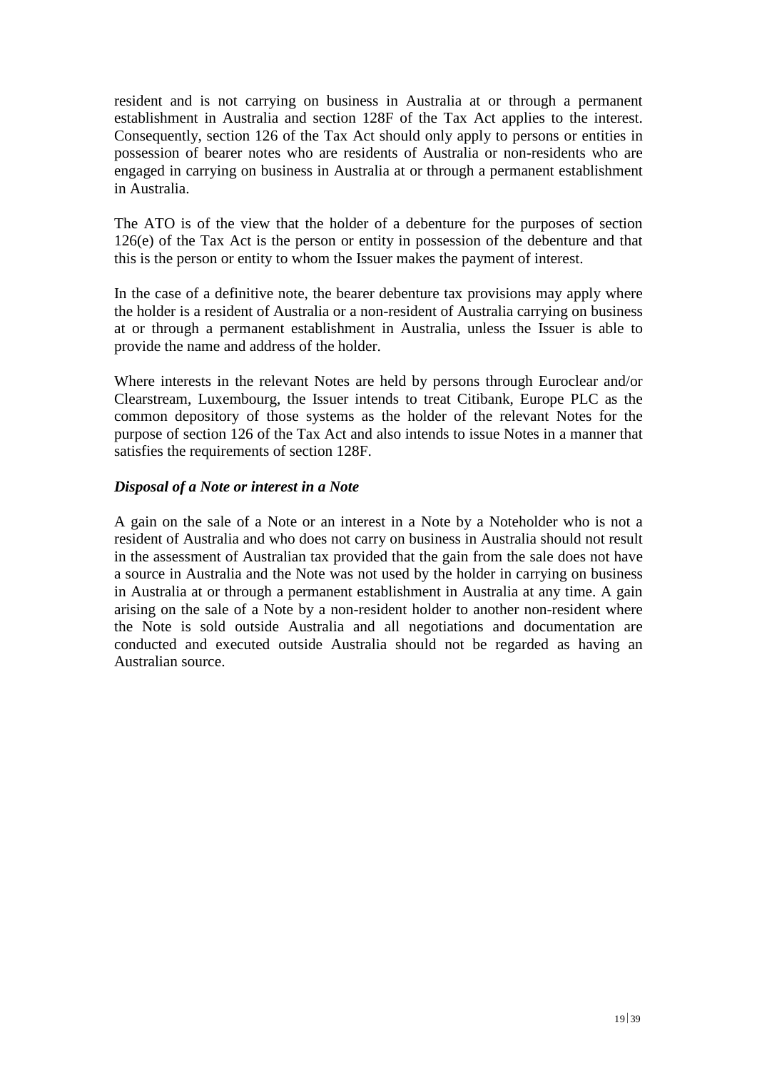resident and is not carrying on business in Australia at or through a permanent establishment in Australia and section 128F of the Tax Act applies to the interest. Consequently, section 126 of the Tax Act should only apply to persons or entities in possession of bearer notes who are residents of Australia or non-residents who are engaged in carrying on business in Australia at or through a permanent establishment in Australia.

The ATO is of the view that the holder of a debenture for the purposes of section 126(e) of the Tax Act is the person or entity in possession of the debenture and that this is the person or entity to whom the Issuer makes the payment of interest.

In the case of a definitive note, the bearer debenture tax provisions may apply where the holder is a resident of Australia or a non-resident of Australia carrying on business at or through a permanent establishment in Australia, unless the Issuer is able to provide the name and address of the holder.

Where interests in the relevant Notes are held by persons through Euroclear and/or Clearstream, Luxembourg, the Issuer intends to treat Citibank, Europe PLC as the common depository of those systems as the holder of the relevant Notes for the purpose of section 126 of the Tax Act and also intends to issue Notes in a manner that satisfies the requirements of section 128F.

***Disposal of a Note or interest in a Note***

A gain on the sale of a Note or an interest in a Note by a Noteholder who is not a resident of Australia and who does not carry on business in Australia should not result in the assessment of Australian tax provided that the gain from the sale does not have a source in Australia and the Note was not used by the holder in carrying on business in Australia at or through a permanent establishment in Australia at any time. A gain arising on the sale of a Note by a non-resident holder to another non-resident where the Note is sold outside Australia and all negotiations and documentation are conducted and executed outside Australia should not be regarded as having an Australian source.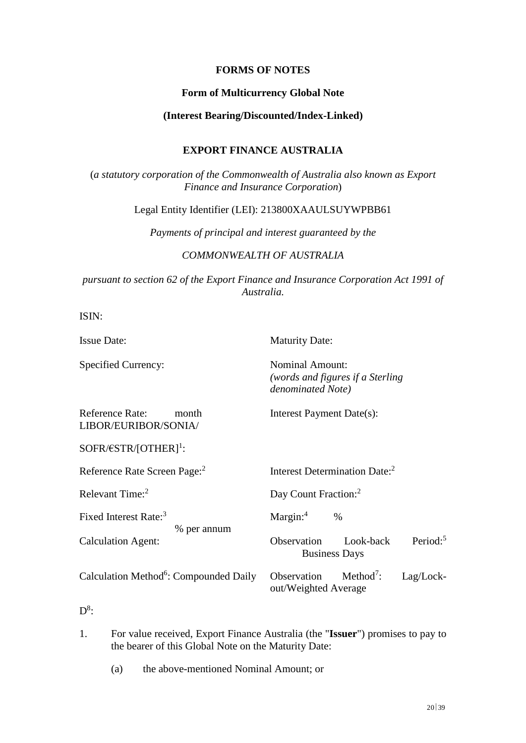**FORMS OF NOTES**

**Form of Multicurrency Global Note**

**(Interest Bearing/Discounted/Index-Linked)**

**EXPORT FINANCE AUSTRALIA**

(*a statutory corporation of the Commonwealth of Australia also known as Export Finance and Insurance Corporation*)

Legal Entity Identifier (LEI): 213800XAAULSUYWPBB61

*Payments of principal and interest guaranteed by the*

*COMMONWEALTH OF AUSTRALIA*

*pursuant to section 62 of the Export Finance and Insurance Corporation Act 1991 of Australia.*

ISIN:

| | |
|---|---|
| Issue Date: | Maturity Date: |
| Specified Currency: | Nominal Amount: *(words and figures if a Sterling denominated Note)* |
| Reference Rate: month LIBOR/EURIBOR/SONIA/ SOFR/€STR/[OTHER][1]: | Interest Payment Date(s): |
| Reference Rate Screen Page:[2] | Interest Determination Date:[2] |
| Relevant Time:[2] | Day Count Fraction:[2] |
| Fixed Interest Rate:[3] % per annum | Margin:[4] % |
| Calculation Agent: | Observation Look-back Period:[5] Business Days |
| Calculation Method[6]: Compounded Daily | Observation Method[7]: Lag/Lock-out/Weighted Average |

D[8]:

1. For value received, Export Finance Australia (the "**Issuer**") promises to pay to the bearer of this Global Note on the Maturity Date:

   (a) the above-mentioned Nominal Amount; or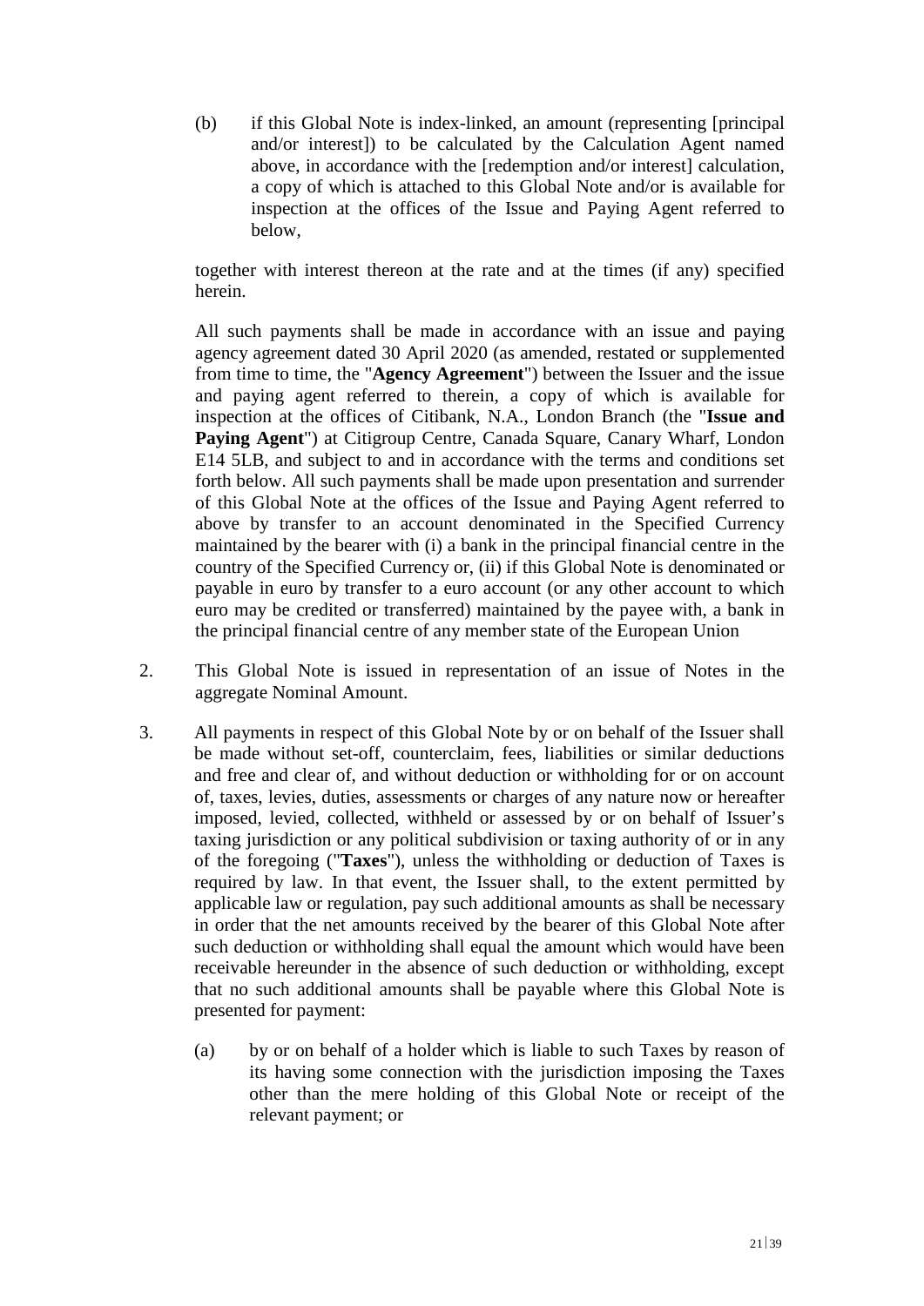(b) if this Global Note is index-linked, an amount (representing [principal and/or interest]) to be calculated by the Calculation Agent named above, in accordance with the [redemption and/or interest] calculation, a copy of which is attached to this Global Note and/or is available for inspection at the offices of the Issue and Paying Agent referred to below,

together with interest thereon at the rate and at the times (if any) specified herein.

All such payments shall be made in accordance with an issue and paying agency agreement dated 30 April 2020 (as amended, restated or supplemented from time to time, the "**Agency Agreement**") between the Issuer and the issue and paying agent referred to therein, a copy of which is available for inspection at the offices of Citibank, N.A., London Branch (the "**Issue and Paying Agent**") at Citigroup Centre, Canada Square, Canary Wharf, London E14 5LB, and subject to and in accordance with the terms and conditions set forth below. All such payments shall be made upon presentation and surrender of this Global Note at the offices of the Issue and Paying Agent referred to above by transfer to an account denominated in the Specified Currency maintained by the bearer with (i) a bank in the principal financial centre in the country of the Specified Currency or, (ii) if this Global Note is denominated or payable in euro by transfer to a euro account (or any other account to which euro may be credited or transferred) maintained by the payee with, a bank in the principal financial centre of any member state of the European Union

2. This Global Note is issued in representation of an issue of Notes in the aggregate Nominal Amount.

3. All payments in respect of this Global Note by or on behalf of the Issuer shall be made without set-off, counterclaim, fees, liabilities or similar deductions and free and clear of, and without deduction or withholding for or on account of, taxes, levies, duties, assessments or charges of any nature now or hereafter imposed, levied, collected, withheld or assessed by or on behalf of Issuer's taxing jurisdiction or any political subdivision or taxing authority of or in any of the foregoing ("**Taxes**"), unless the withholding or deduction of Taxes is required by law. In that event, the Issuer shall, to the extent permitted by applicable law or regulation, pay such additional amounts as shall be necessary in order that the net amounts received by the bearer of this Global Note after such deduction or withholding shall equal the amount which would have been receivable hereunder in the absence of such deduction or withholding, except that no such additional amounts shall be payable where this Global Note is presented for payment:

   (a) by or on behalf of a holder which is liable to such Taxes by reason of its having some connection with the jurisdiction imposing the Taxes other than the mere holding of this Global Note or receipt of the relevant payment; or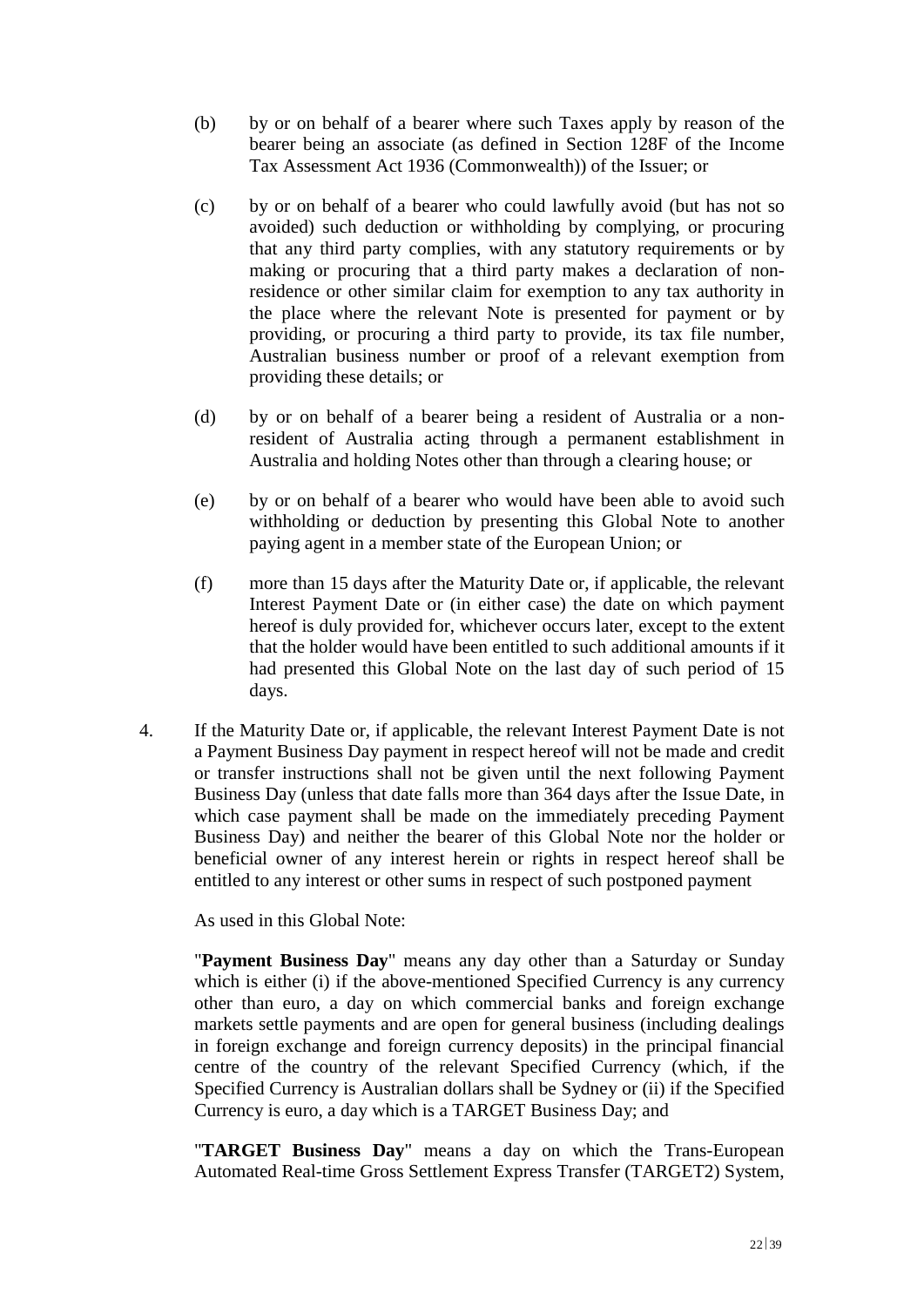(b) by or on behalf of a bearer where such Taxes apply by reason of the bearer being an associate (as defined in Section 128F of the Income Tax Assessment Act 1936 (Commonwealth)) of the Issuer; or

(c) by or on behalf of a bearer who could lawfully avoid (but has not so avoided) such deduction or withholding by complying, or procuring that any third party complies, with any statutory requirements or by making or procuring that a third party makes a declaration of non-residence or other similar claim for exemption to any tax authority in the place where the relevant Note is presented for payment or by providing, or procuring a third party to provide, its tax file number, Australian business number or proof of a relevant exemption from providing these details; or

(d) by or on behalf of a bearer being a resident of Australia or a non-resident of Australia acting through a permanent establishment in Australia and holding Notes other than through a clearing house; or

(e) by or on behalf of a bearer who would have been able to avoid such withholding or deduction by presenting this Global Note to another paying agent in a member state of the European Union; or

(f) more than 15 days after the Maturity Date or, if applicable, the relevant Interest Payment Date or (in either case) the date on which payment hereof is duly provided for, whichever occurs later, except to the extent that the holder would have been entitled to such additional amounts if it had presented this Global Note on the last day of such period of 15 days.

4. If the Maturity Date or, if applicable, the relevant Interest Payment Date is not a Payment Business Day payment in respect hereof will not be made and credit or transfer instructions shall not be given until the next following Payment Business Day (unless that date falls more than 364 days after the Issue Date, in which case payment shall be made on the immediately preceding Payment Business Day) and neither the bearer of this Global Note nor the holder or beneficial owner of any interest herein or rights in respect hereof shall be entitled to any interest or other sums in respect of such postponed payment

   As used in this Global Note:

   "**Payment Business Day**" means any day other than a Saturday or Sunday which is either (i) if the above-mentioned Specified Currency is any currency other than euro, a day on which commercial banks and foreign exchange markets settle payments and are open for general business (including dealings in foreign exchange and foreign currency deposits) in the principal financial centre of the country of the relevant Specified Currency (which, if the Specified Currency is Australian dollars shall be Sydney or (ii) if the Specified Currency is euro, a day which is a TARGET Business Day; and

   "**TARGET Business Day**" means a day on which the Trans-European Automated Real-time Gross Settlement Express Transfer (TARGET2) System,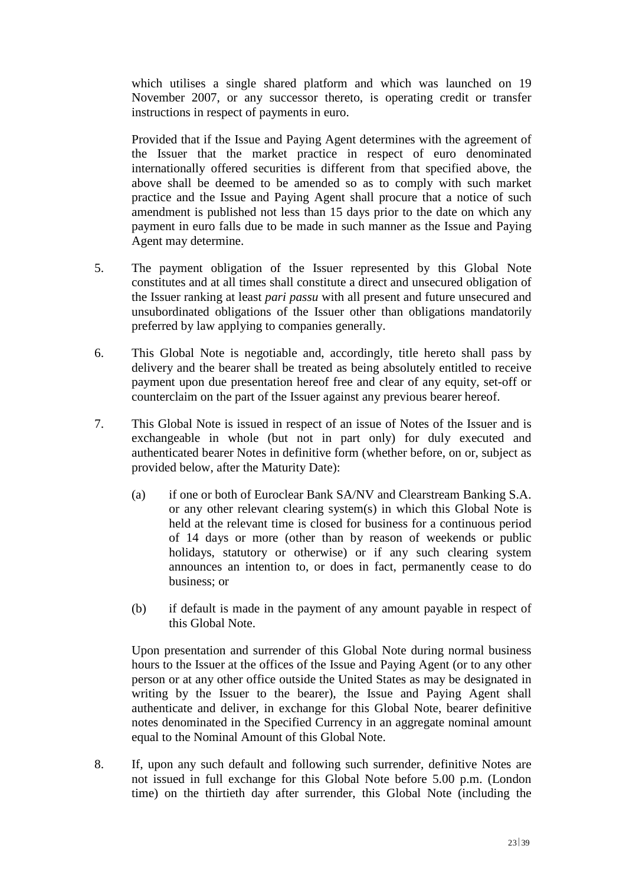which utilises a single shared platform and which was launched on 19 November 2007, or any successor thereto, is operating credit or transfer instructions in respect of payments in euro.

Provided that if the Issue and Paying Agent determines with the agreement of the Issuer that the market practice in respect of euro denominated internationally offered securities is different from that specified above, the above shall be deemed to be amended so as to comply with such market practice and the Issue and Paying Agent shall procure that a notice of such amendment is published not less than 15 days prior to the date on which any payment in euro falls due to be made in such manner as the Issue and Paying Agent may determine.

5. The payment obligation of the Issuer represented by this Global Note constitutes and at all times shall constitute a direct and unsecured obligation of the Issuer ranking at least *pari passu* with all present and future unsecured and unsubordinated obligations of the Issuer other than obligations mandatorily preferred by law applying to companies generally.

6. This Global Note is negotiable and, accordingly, title hereto shall pass by delivery and the bearer shall be treated as being absolutely entitled to receive payment upon due presentation hereof free and clear of any equity, set-off or counterclaim on the part of the Issuer against any previous bearer hereof.

7. This Global Note is issued in respect of an issue of Notes of the Issuer and is exchangeable in whole (but not in part only) for duly executed and authenticated bearer Notes in definitive form (whether before, on or, subject as provided below, after the Maturity Date):

   (a) if one or both of Euroclear Bank SA/NV and Clearstream Banking S.A. or any other relevant clearing system(s) in which this Global Note is held at the relevant time is closed for business for a continuous period of 14 days or more (other than by reason of weekends or public holidays, statutory or otherwise) or if any such clearing system announces an intention to, or does in fact, permanently cease to do business; or

   (b) if default is made in the payment of any amount payable in respect of this Global Note.

   Upon presentation and surrender of this Global Note during normal business hours to the Issuer at the offices of the Issue and Paying Agent (or to any other person or at any other office outside the United States as may be designated in writing by the Issuer to the bearer), the Issue and Paying Agent shall authenticate and deliver, in exchange for this Global Note, bearer definitive notes denominated in the Specified Currency in an aggregate nominal amount equal to the Nominal Amount of this Global Note.

8. If, upon any such default and following such surrender, definitive Notes are not issued in full exchange for this Global Note before 5.00 p.m. (London time) on the thirtieth day after surrender, this Global Note (including the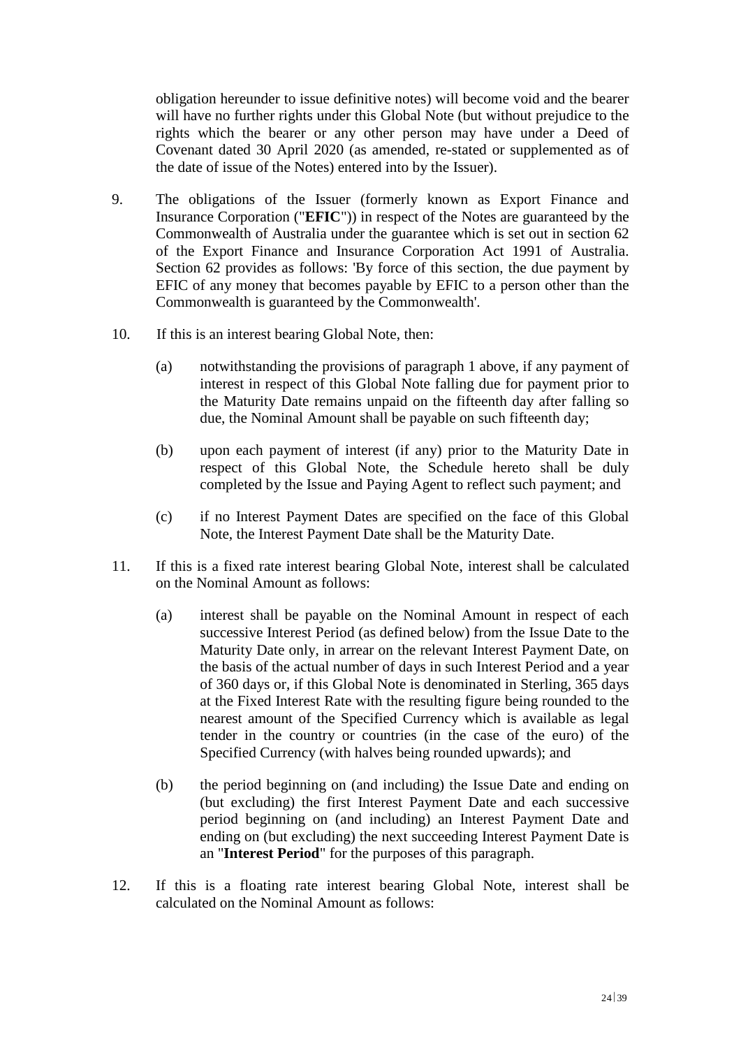obligation hereunder to issue definitive notes) will become void and the bearer will have no further rights under this Global Note (but without prejudice to the rights which the bearer or any other person may have under a Deed of Covenant dated 30 April 2020 (as amended, re-stated or supplemented as of the date of issue of the Notes) entered into by the Issuer).

9. The obligations of the Issuer (formerly known as Export Finance and Insurance Corporation ("**EFIC**")) in respect of the Notes are guaranteed by the Commonwealth of Australia under the guarantee which is set out in section 62 of the Export Finance and Insurance Corporation Act 1991 of Australia. Section 62 provides as follows: 'By force of this section, the due payment by EFIC of any money that becomes payable by EFIC to a person other than the Commonwealth is guaranteed by the Commonwealth'.

10. If this is an interest bearing Global Note, then:

    (a) notwithstanding the provisions of paragraph 1 above, if any payment of interest in respect of this Global Note falling due for payment prior to the Maturity Date remains unpaid on the fifteenth day after falling so due, the Nominal Amount shall be payable on such fifteenth day;

    (b) upon each payment of interest (if any) prior to the Maturity Date in respect of this Global Note, the Schedule hereto shall be duly completed by the Issue and Paying Agent to reflect such payment; and

    (c) if no Interest Payment Dates are specified on the face of this Global Note, the Interest Payment Date shall be the Maturity Date.

11. If this is a fixed rate interest bearing Global Note, interest shall be calculated on the Nominal Amount as follows:

    (a) interest shall be payable on the Nominal Amount in respect of each successive Interest Period (as defined below) from the Issue Date to the Maturity Date only, in arrear on the relevant Interest Payment Date, on the basis of the actual number of days in such Interest Period and a year of 360 days or, if this Global Note is denominated in Sterling, 365 days at the Fixed Interest Rate with the resulting figure being rounded to the nearest amount of the Specified Currency which is available as legal tender in the country or countries (in the case of the euro) of the Specified Currency (with halves being rounded upwards); and

    (b) the period beginning on (and including) the Issue Date and ending on (but excluding) the first Interest Payment Date and each successive period beginning on (and including) an Interest Payment Date and ending on (but excluding) the next succeeding Interest Payment Date is an "**Interest Period**" for the purposes of this paragraph.

12. If this is a floating rate interest bearing Global Note, interest shall be calculated on the Nominal Amount as follows: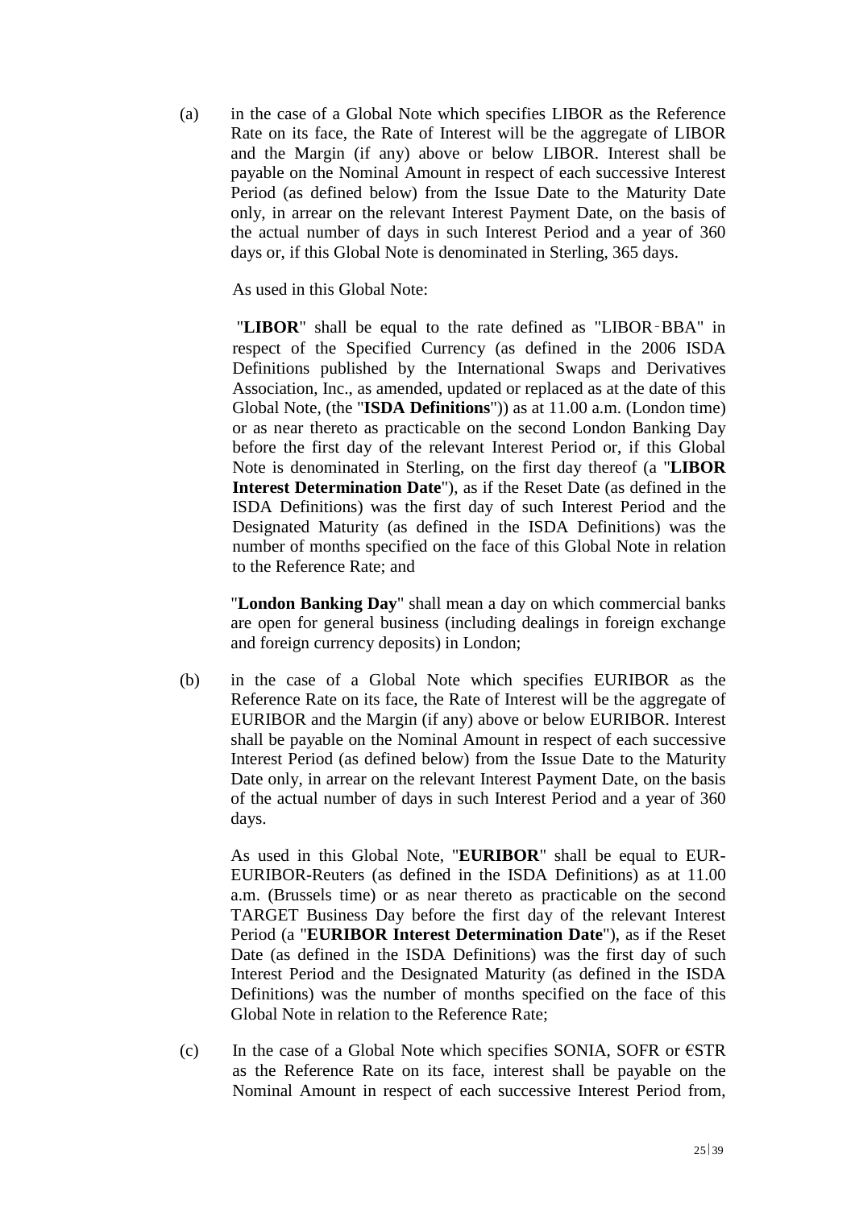(a) in the case of a Global Note which specifies LIBOR as the Reference Rate on its face, the Rate of Interest will be the aggregate of LIBOR and the Margin (if any) above or below LIBOR. Interest shall be payable on the Nominal Amount in respect of each successive Interest Period (as defined below) from the Issue Date to the Maturity Date only, in arrear on the relevant Interest Payment Date, on the basis of the actual number of days in such Interest Period and a year of 360 days or, if this Global Note is denominated in Sterling, 365 days.

As used in this Global Note:

"**LIBOR**" shall be equal to the rate defined as "LIBOR-BBA" in respect of the Specified Currency (as defined in the 2006 ISDA Definitions published by the International Swaps and Derivatives Association, Inc., as amended, updated or replaced as at the date of this Global Note, (the "**ISDA Definitions**")) as at 11.00 a.m. (London time) or as near thereto as practicable on the second London Banking Day before the first day of the relevant Interest Period or, if this Global Note is denominated in Sterling, on the first day thereof (a "**LIBOR Interest Determination Date**"), as if the Reset Date (as defined in the ISDA Definitions) was the first day of such Interest Period and the Designated Maturity (as defined in the ISDA Definitions) was the number of months specified on the face of this Global Note in relation to the Reference Rate; and

"**London Banking Day**" shall mean a day on which commercial banks are open for general business (including dealings in foreign exchange and foreign currency deposits) in London;

(b) in the case of a Global Note which specifies EURIBOR as the Reference Rate on its face, the Rate of Interest will be the aggregate of EURIBOR and the Margin (if any) above or below EURIBOR. Interest shall be payable on the Nominal Amount in respect of each successive Interest Period (as defined below) from the Issue Date to the Maturity Date only, in arrear on the relevant Interest Payment Date, on the basis of the actual number of days in such Interest Period and a year of 360 days.

As used in this Global Note, "**EURIBOR**" shall be equal to EUR-EURIBOR-Reuters (as defined in the ISDA Definitions) as at 11.00 a.m. (Brussels time) or as near thereto as practicable on the second TARGET Business Day before the first day of the relevant Interest Period (a "**EURIBOR Interest Determination Date**"), as if the Reset Date (as defined in the ISDA Definitions) was the first day of such Interest Period and the Designated Maturity (as defined in the ISDA Definitions) was the number of months specified on the face of this Global Note in relation to the Reference Rate;

(c) In the case of a Global Note which specifies SONIA, SOFR or €STR as the Reference Rate on its face, interest shall be payable on the Nominal Amount in respect of each successive Interest Period from,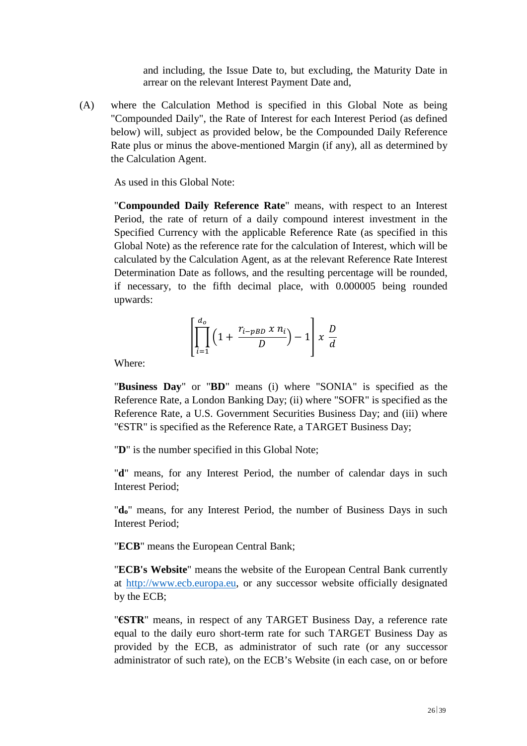and including, the Issue Date to, but excluding, the Maturity Date in arrear on the relevant Interest Payment Date and,

(A) where the Calculation Method is specified in this Global Note as being "Compounded Daily", the Rate of Interest for each Interest Period (as defined below) will, subject as provided below, be the Compounded Daily Reference Rate plus or minus the above-mentioned Margin (if any), all as determined by the Calculation Agent.

As used in this Global Note:

"**Compounded Daily Reference Rate**" means, with respect to an Interest Period, the rate of return of a daily compound interest investment in the Specified Currency with the applicable Reference Rate (as specified in this Global Note) as the reference rate for the calculation of Interest, which will be calculated by the Calculation Agent, as at the relevant Reference Rate Interest Determination Date as follows, and the resulting percentage will be rounded, if necessary, to the fifth decimal place, with 0.000005 being rounded upwards:

$$\left[\prod_{i=1}^{d_o}\left(1+\frac{r_{i-pBD}\ x\ n_i}{D}\right)-1\right] x\ \frac{D}{d}$$

Where:

"**Business Day**" or "**BD**" means (i) where "SONIA" is specified as the Reference Rate, a London Banking Day; (ii) where "SOFR" is specified as the Reference Rate, a U.S. Government Securities Business Day; and (iii) where "€STR" is specified as the Reference Rate, a TARGET Business Day;

"**D**" is the number specified in this Global Note;

"**d**" means, for any Interest Period, the number of calendar days in such Interest Period;

"**$d_o$**" means, for any Interest Period, the number of Business Days in such Interest Period;

"**ECB**" means the European Central Bank;

"**ECB's Website**" means the website of the European Central Bank currently at http://www.ecb.europa.eu, or any successor website officially designated by the ECB;

"**€STR**" means, in respect of any TARGET Business Day, a reference rate equal to the daily euro short-term rate for such TARGET Business Day as provided by the ECB, as administrator of such rate (or any successor administrator of such rate), on the ECB's Website (in each case, on or before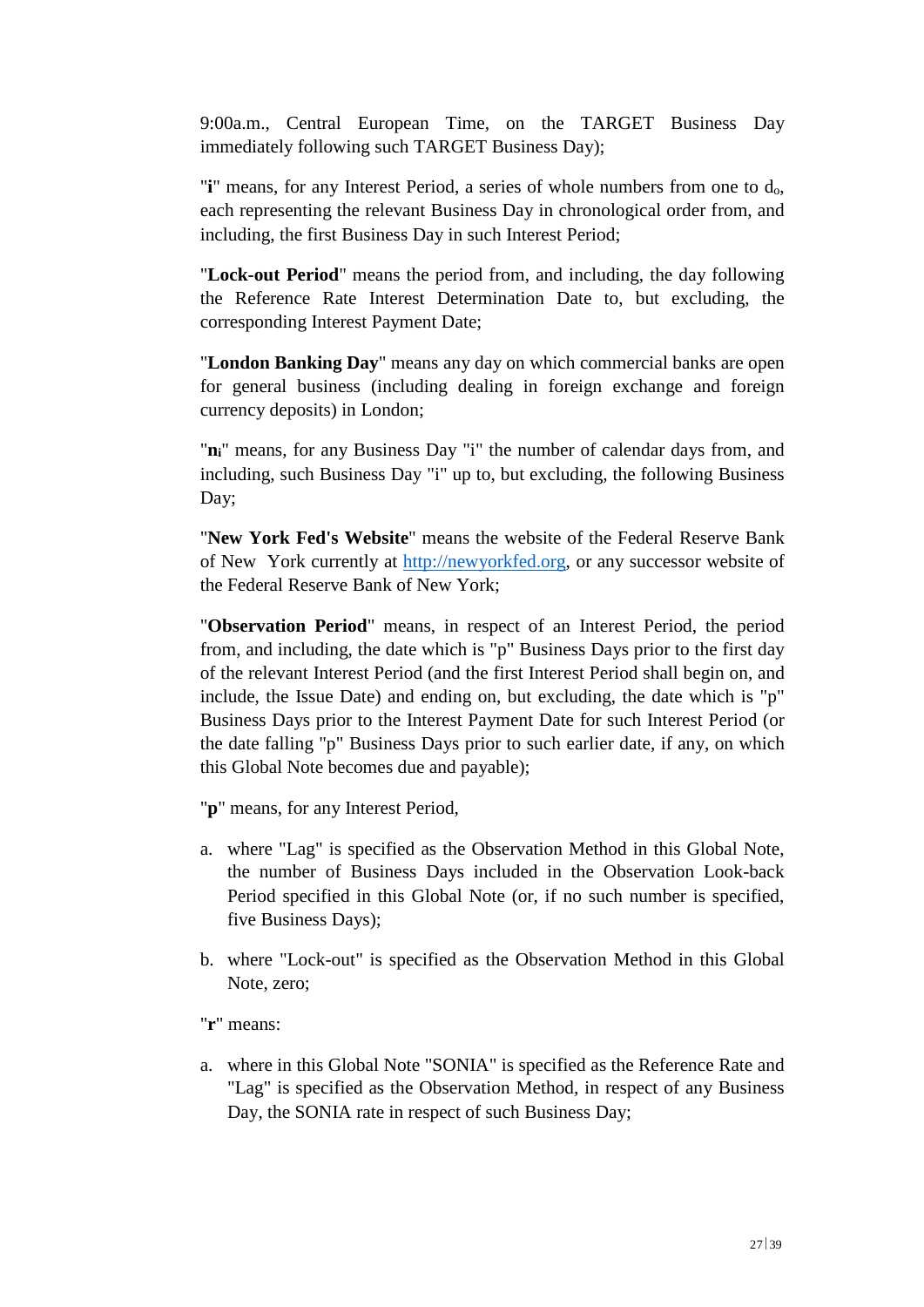9:00a.m., Central European Time, on the TARGET Business Day immediately following such TARGET Business Day);

"**i**" means, for any Interest Period, a series of whole numbers from one to $d_o$, each representing the relevant Business Day in chronological order from, and including, the first Business Day in such Interest Period;

"**Lock-out Period**" means the period from, and including, the day following the Reference Rate Interest Determination Date to, but excluding, the corresponding Interest Payment Date;

"**London Banking Day**" means any day on which commercial banks are open for general business (including dealing in foreign exchange and foreign currency deposits) in London;

"$\mathbf{n_i}$" means, for any Business Day "i" the number of calendar days from, and including, such Business Day "i" up to, but excluding, the following Business Day;

"**New York Fed's Website**" means the website of the Federal Reserve Bank of New York currently at http://newyorkfed.org, or any successor website of the Federal Reserve Bank of New York;

"**Observation Period**" means, in respect of an Interest Period, the period from, and including, the date which is "p" Business Days prior to the first day of the relevant Interest Period (and the first Interest Period shall begin on, and include, the Issue Date) and ending on, but excluding, the date which is "p" Business Days prior to the Interest Payment Date for such Interest Period (or the date falling "p" Business Days prior to such earlier date, if any, on which this Global Note becomes due and payable);

"**p**" means, for any Interest Period,

a. where "Lag" is specified as the Observation Method in this Global Note, the number of Business Days included in the Observation Look-back Period specified in this Global Note (or, if no such number is specified, five Business Days);

b. where "Lock-out" is specified as the Observation Method in this Global Note, zero;

"**r**" means:

a. where in this Global Note "SONIA" is specified as the Reference Rate and "Lag" is specified as the Observation Method, in respect of any Business Day, the SONIA rate in respect of such Business Day;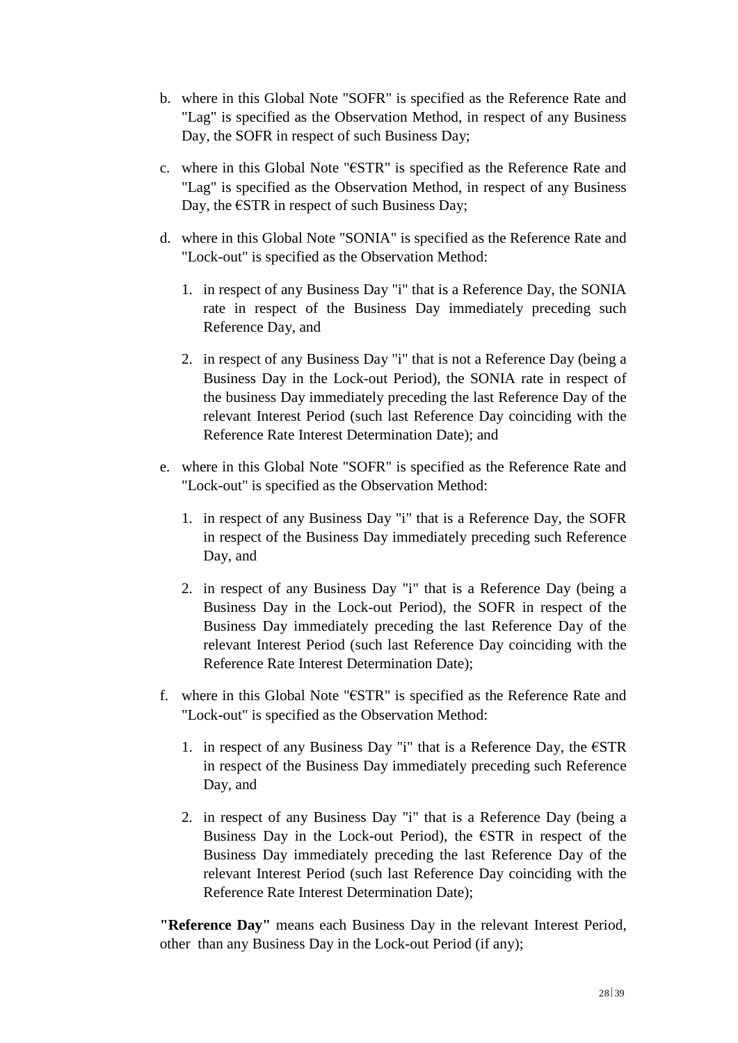b. where in this Global Note "SOFR" is specified as the Reference Rate and "Lag" is specified as the Observation Method, in respect of any Business Day, the SOFR in respect of such Business Day;

c. where in this Global Note "€STR" is specified as the Reference Rate and "Lag" is specified as the Observation Method, in respect of any Business Day, the €STR in respect of such Business Day;

d. where in this Global Note "SONIA" is specified as the Reference Rate and "Lock-out" is specified as the Observation Method:

   1. in respect of any Business Day "i" that is a Reference Day, the SONIA rate in respect of the Business Day immediately preceding such Reference Day, and

   2. in respect of any Business Day "i" that is not a Reference Day (being a Business Day in the Lock-out Period), the SONIA rate in respect of the business Day immediately preceding the last Reference Day of the relevant Interest Period (such last Reference Day coinciding with the Reference Rate Interest Determination Date); and

e. where in this Global Note "SOFR" is specified as the Reference Rate and "Lock-out" is specified as the Observation Method:

   1. in respect of any Business Day "i" that is a Reference Day, the SOFR in respect of the Business Day immediately preceding such Reference Day, and

   2. in respect of any Business Day "i" that is a Reference Day (being a Business Day in the Lock-out Period), the SOFR in respect of the Business Day immediately preceding the last Reference Day of the relevant Interest Period (such last Reference Day coinciding with the Reference Rate Interest Determination Date);

f. where in this Global Note "€STR" is specified as the Reference Rate and "Lock-out" is specified as the Observation Method:

   1. in respect of any Business Day "i" that is a Reference Day, the €STR in respect of the Business Day immediately preceding such Reference Day, and

   2. in respect of any Business Day "i" that is a Reference Day (being a Business Day in the Lock-out Period), the €STR in respect of the Business Day immediately preceding the last Reference Day of the relevant Interest Period (such last Reference Day coinciding with the Reference Rate Interest Determination Date);

**"Reference Day"** means each Business Day in the relevant Interest Period, other than any Business Day in the Lock-out Period (if any);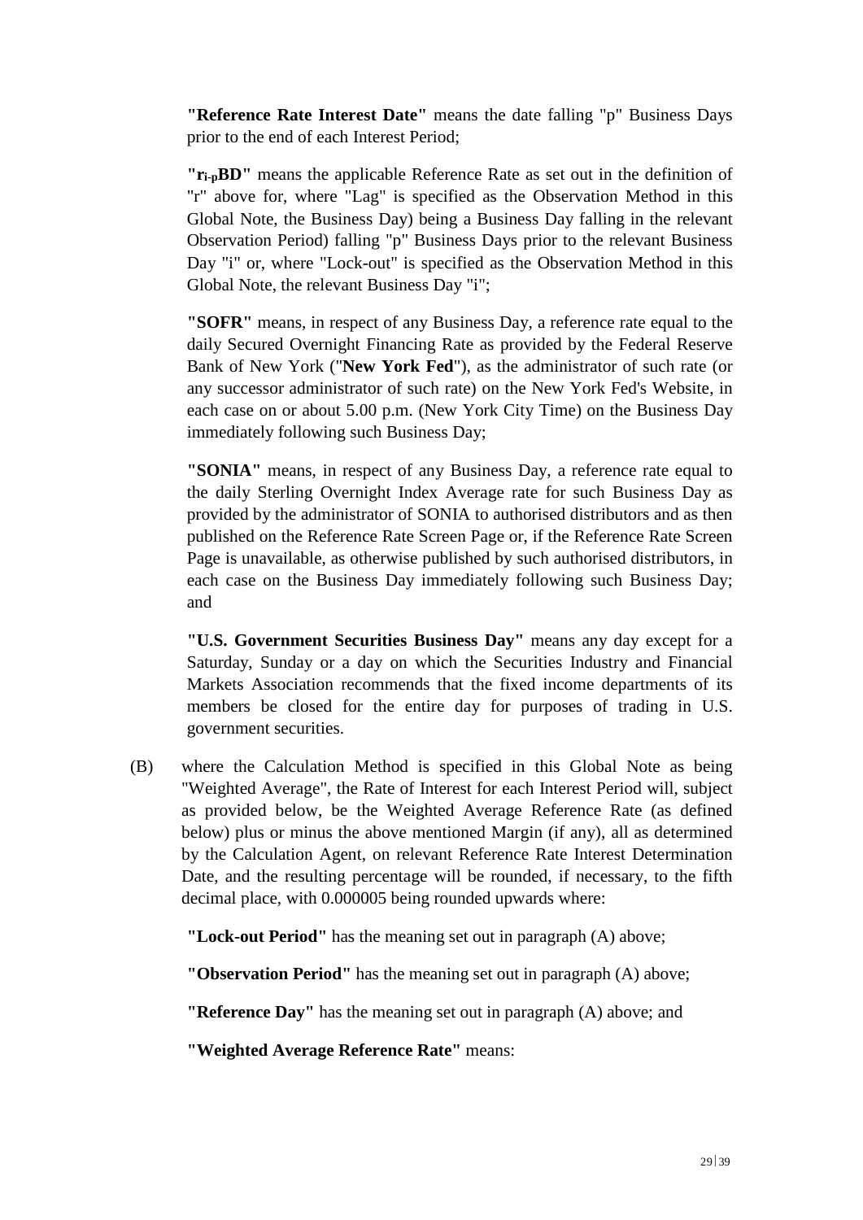**"Reference Rate Interest Date"** means the date falling "p" Business Days prior to the end of each Interest Period;

**"$r_{i\text{-}p}$BD"** means the applicable Reference Rate as set out in the definition of "r" above for, where "Lag" is specified as the Observation Method in this Global Note, the Business Day) being a Business Day falling in the relevant Observation Period) falling "p" Business Days prior to the relevant Business Day "i" or, where "Lock-out" is specified as the Observation Method in this Global Note, the relevant Business Day "i";

**"SOFR"** means, in respect of any Business Day, a reference rate equal to the daily Secured Overnight Financing Rate as provided by the Federal Reserve Bank of New York ("**New York Fed**"), as the administrator of such rate (or any successor administrator of such rate) on the New York Fed's Website, in each case on or about 5.00 p.m. (New York City Time) on the Business Day immediately following such Business Day;

**"SONIA"** means, in respect of any Business Day, a reference rate equal to the daily Sterling Overnight Index Average rate for such Business Day as provided by the administrator of SONIA to authorised distributors and as then published on the Reference Rate Screen Page or, if the Reference Rate Screen Page is unavailable, as otherwise published by such authorised distributors, in each case on the Business Day immediately following such Business Day; and

**"U.S. Government Securities Business Day"** means any day except for a Saturday, Sunday or a day on which the Securities Industry and Financial Markets Association recommends that the fixed income departments of its members be closed for the entire day for purposes of trading in U.S. government securities.

(B) where the Calculation Method is specified in this Global Note as being "Weighted Average", the Rate of Interest for each Interest Period will, subject as provided below, be the Weighted Average Reference Rate (as defined below) plus or minus the above mentioned Margin (if any), all as determined by the Calculation Agent, on relevant Reference Rate Interest Determination Date, and the resulting percentage will be rounded, if necessary, to the fifth decimal place, with 0.000005 being rounded upwards where:

**"Lock-out Period"** has the meaning set out in paragraph (A) above;

**"Observation Period"** has the meaning set out in paragraph (A) above;

**"Reference Day"** has the meaning set out in paragraph (A) above; and

**"Weighted Average Reference Rate"** means: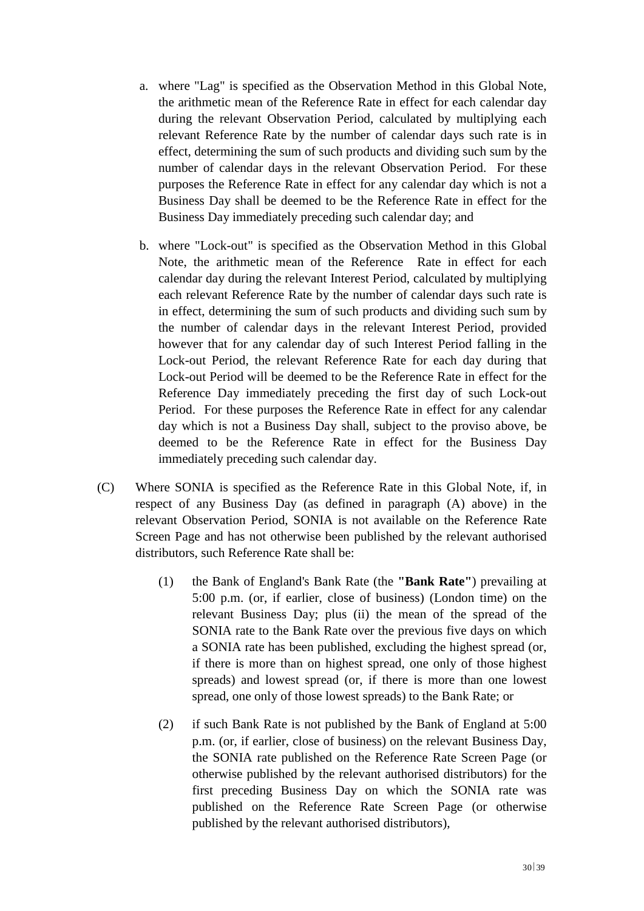a. where "Lag" is specified as the Observation Method in this Global Note, the arithmetic mean of the Reference Rate in effect for each calendar day during the relevant Observation Period, calculated by multiplying each relevant Reference Rate by the number of calendar days such rate is in effect, determining the sum of such products and dividing such sum by the number of calendar days in the relevant Observation Period. For these purposes the Reference Rate in effect for any calendar day which is not a Business Day shall be deemed to be the Reference Rate in effect for the Business Day immediately preceding such calendar day; and

b. where "Lock-out" is specified as the Observation Method in this Global Note, the arithmetic mean of the Reference Rate in effect for each calendar day during the relevant Interest Period, calculated by multiplying each relevant Reference Rate by the number of calendar days such rate is in effect, determining the sum of such products and dividing such sum by the number of calendar days in the relevant Interest Period, provided however that for any calendar day of such Interest Period falling in the Lock-out Period, the relevant Reference Rate for each day during that Lock-out Period will be deemed to be the Reference Rate in effect for the Reference Day immediately preceding the first day of such Lock-out Period. For these purposes the Reference Rate in effect for any calendar day which is not a Business Day shall, subject to the proviso above, be deemed to be the Reference Rate in effect for the Business Day immediately preceding such calendar day.

(C) Where SONIA is specified as the Reference Rate in this Global Note, if, in respect of any Business Day (as defined in paragraph (A) above) in the relevant Observation Period, SONIA is not available on the Reference Rate Screen Page and has not otherwise been published by the relevant authorised distributors, such Reference Rate shall be:

(1) the Bank of England's Bank Rate (the **"Bank Rate"**) prevailing at 5:00 p.m. (or, if earlier, close of business) (London time) on the relevant Business Day; plus (ii) the mean of the spread of the SONIA rate to the Bank Rate over the previous five days on which a SONIA rate has been published, excluding the highest spread (or, if there is more than on highest spread, one only of those highest spreads) and lowest spread (or, if there is more than one lowest spread, one only of those lowest spreads) to the Bank Rate; or

(2) if such Bank Rate is not published by the Bank of England at 5:00 p.m. (or, if earlier, close of business) on the relevant Business Day, the SONIA rate published on the Reference Rate Screen Page (or otherwise published by the relevant authorised distributors) for the first preceding Business Day on which the SONIA rate was published on the Reference Rate Screen Page (or otherwise published by the relevant authorised distributors),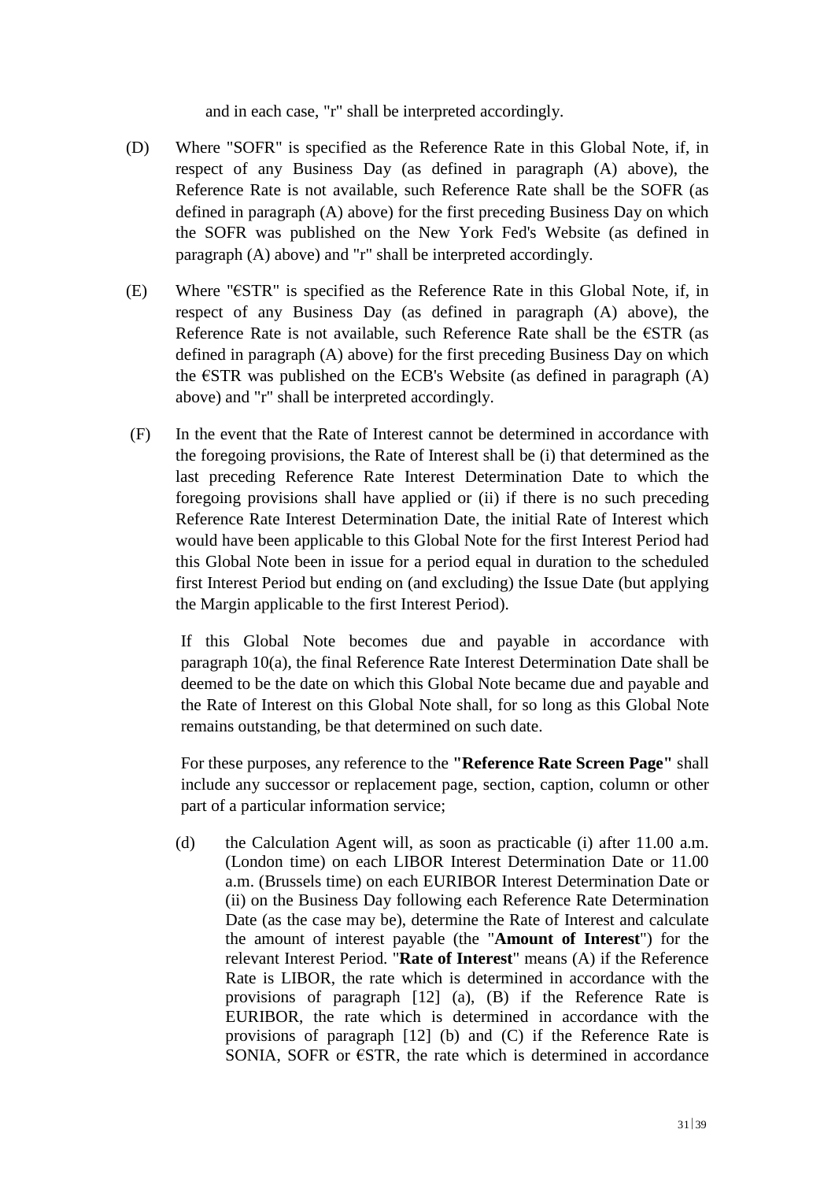and in each case, "r" shall be interpreted accordingly.

(D) Where "SOFR" is specified as the Reference Rate in this Global Note, if, in respect of any Business Day (as defined in paragraph (A) above), the Reference Rate is not available, such Reference Rate shall be the SOFR (as defined in paragraph (A) above) for the first preceding Business Day on which the SOFR was published on the New York Fed's Website (as defined in paragraph (A) above) and "r" shall be interpreted accordingly.

(E) Where "€STR" is specified as the Reference Rate in this Global Note, if, in respect of any Business Day (as defined in paragraph (A) above), the Reference Rate is not available, such Reference Rate shall be the €STR (as defined in paragraph (A) above) for the first preceding Business Day on which the €STR was published on the ECB's Website (as defined in paragraph (A) above) and "r" shall be interpreted accordingly.

(F) In the event that the Rate of Interest cannot be determined in accordance with the foregoing provisions, the Rate of Interest shall be (i) that determined as the last preceding Reference Rate Interest Determination Date to which the foregoing provisions shall have applied or (ii) if there is no such preceding Reference Rate Interest Determination Date, the initial Rate of Interest which would have been applicable to this Global Note for the first Interest Period had this Global Note been in issue for a period equal in duration to the scheduled first Interest Period but ending on (and excluding) the Issue Date (but applying the Margin applicable to the first Interest Period).

If this Global Note becomes due and payable in accordance with paragraph 10(a), the final Reference Rate Interest Determination Date shall be deemed to be the date on which this Global Note became due and payable and the Rate of Interest on this Global Note shall, for so long as this Global Note remains outstanding, be that determined on such date.

For these purposes, any reference to the **"Reference Rate Screen Page"** shall include any successor or replacement page, section, caption, column or other part of a particular information service;

(d) the Calculation Agent will, as soon as practicable (i) after 11.00 a.m. (London time) on each LIBOR Interest Determination Date or 11.00 a.m. (Brussels time) on each EURIBOR Interest Determination Date or (ii) on the Business Day following each Reference Rate Determination Date (as the case may be), determine the Rate of Interest and calculate the amount of interest payable (the "**Amount of Interest**") for the relevant Interest Period. "**Rate of Interest**" means (A) if the Reference Rate is LIBOR, the rate which is determined in accordance with the provisions of paragraph [12] (a), (B) if the Reference Rate is EURIBOR, the rate which is determined in accordance with the provisions of paragraph [12] (b) and (C) if the Reference Rate is SONIA, SOFR or €STR, the rate which is determined in accordance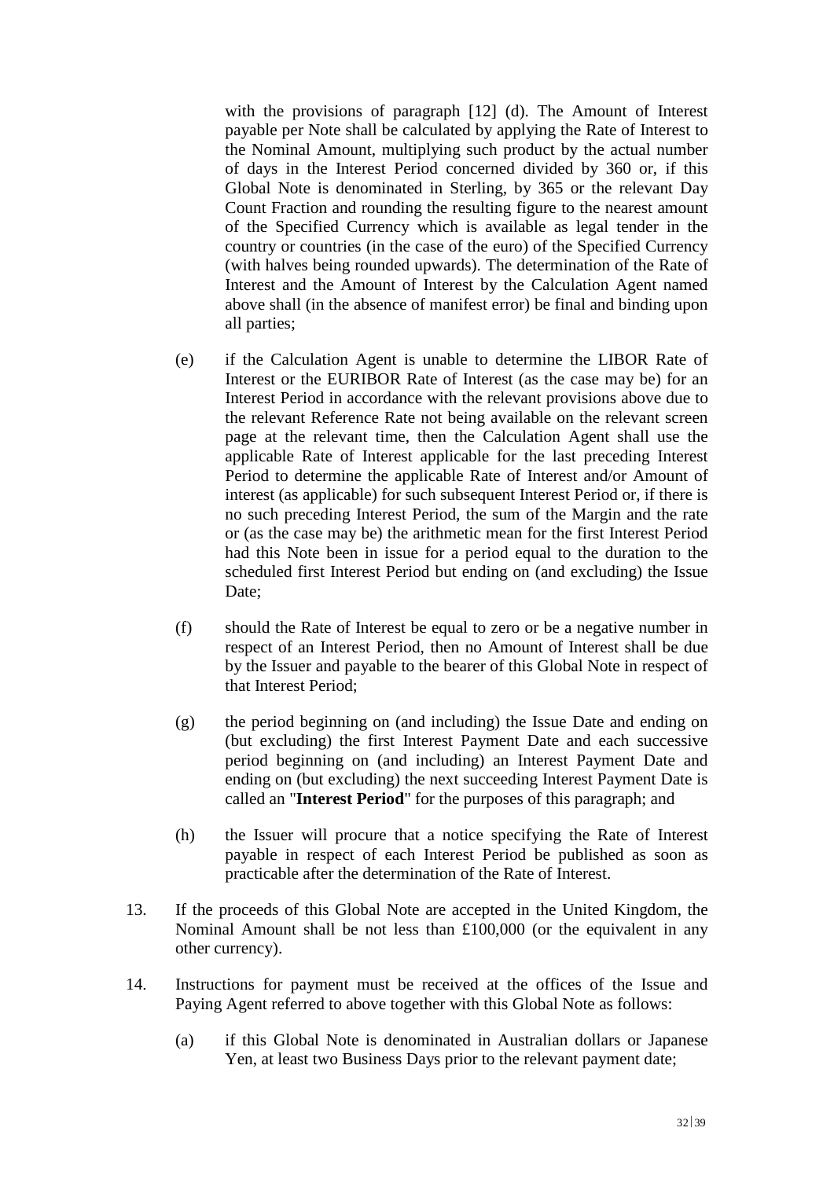with the provisions of paragraph [12] (d). The Amount of Interest payable per Note shall be calculated by applying the Rate of Interest to the Nominal Amount, multiplying such product by the actual number of days in the Interest Period concerned divided by 360 or, if this Global Note is denominated in Sterling, by 365 or the relevant Day Count Fraction and rounding the resulting figure to the nearest amount of the Specified Currency which is available as legal tender in the country or countries (in the case of the euro) of the Specified Currency (with halves being rounded upwards). The determination of the Rate of Interest and the Amount of Interest by the Calculation Agent named above shall (in the absence of manifest error) be final and binding upon all parties;

(e) if the Calculation Agent is unable to determine the LIBOR Rate of Interest or the EURIBOR Rate of Interest (as the case may be) for an Interest Period in accordance with the relevant provisions above due to the relevant Reference Rate not being available on the relevant screen page at the relevant time, then the Calculation Agent shall use the applicable Rate of Interest applicable for the last preceding Interest Period to determine the applicable Rate of Interest and/or Amount of interest (as applicable) for such subsequent Interest Period or, if there is no such preceding Interest Period, the sum of the Margin and the rate or (as the case may be) the arithmetic mean for the first Interest Period had this Note been in issue for a period equal to the duration to the scheduled first Interest Period but ending on (and excluding) the Issue Date;

(f) should the Rate of Interest be equal to zero or be a negative number in respect of an Interest Period, then no Amount of Interest shall be due by the Issuer and payable to the bearer of this Global Note in respect of that Interest Period;

(g) the period beginning on (and including) the Issue Date and ending on (but excluding) the first Interest Payment Date and each successive period beginning on (and including) an Interest Payment Date and ending on (but excluding) the next succeeding Interest Payment Date is called an "**Interest Period**" for the purposes of this paragraph; and

(h) the Issuer will procure that a notice specifying the Rate of Interest payable in respect of each Interest Period be published as soon as practicable after the determination of the Rate of Interest.

13. If the proceeds of this Global Note are accepted in the United Kingdom, the Nominal Amount shall be not less than £100,000 (or the equivalent in any other currency).

14. Instructions for payment must be received at the offices of the Issue and Paying Agent referred to above together with this Global Note as follows:

   (a) if this Global Note is denominated in Australian dollars or Japanese Yen, at least two Business Days prior to the relevant payment date;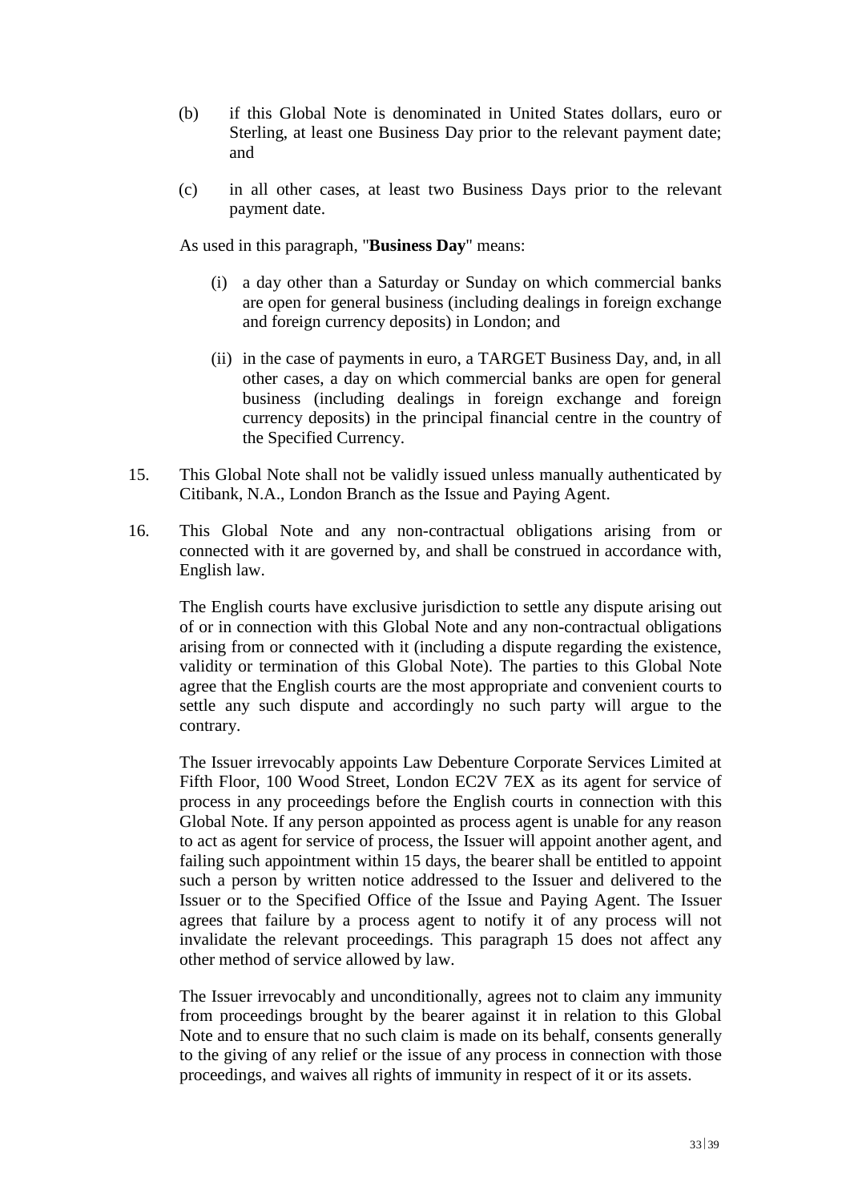(b) if this Global Note is denominated in United States dollars, euro or Sterling, at least one Business Day prior to the relevant payment date; and

(c) in all other cases, at least two Business Days prior to the relevant payment date.

As used in this paragraph, "**Business Day**" means:

(i) a day other than a Saturday or Sunday on which commercial banks are open for general business (including dealings in foreign exchange and foreign currency deposits) in London; and

(ii) in the case of payments in euro, a TARGET Business Day, and, in all other cases, a day on which commercial banks are open for general business (including dealings in foreign exchange and foreign currency deposits) in the principal financial centre in the country of the Specified Currency.

15. This Global Note shall not be validly issued unless manually authenticated by Citibank, N.A., London Branch as the Issue and Paying Agent.

16. This Global Note and any non-contractual obligations arising from or connected with it are governed by, and shall be construed in accordance with, English law.

The English courts have exclusive jurisdiction to settle any dispute arising out of or in connection with this Global Note and any non-contractual obligations arising from or connected with it (including a dispute regarding the existence, validity or termination of this Global Note). The parties to this Global Note agree that the English courts are the most appropriate and convenient courts to settle any such dispute and accordingly no such party will argue to the contrary.

The Issuer irrevocably appoints Law Debenture Corporate Services Limited at Fifth Floor, 100 Wood Street, London EC2V 7EX as its agent for service of process in any proceedings before the English courts in connection with this Global Note. If any person appointed as process agent is unable for any reason to act as agent for service of process, the Issuer will appoint another agent, and failing such appointment within 15 days, the bearer shall be entitled to appoint such a person by written notice addressed to the Issuer and delivered to the Issuer or to the Specified Office of the Issue and Paying Agent. The Issuer agrees that failure by a process agent to notify it of any process will not invalidate the relevant proceedings. This paragraph 15 does not affect any other method of service allowed by law.

The Issuer irrevocably and unconditionally, agrees not to claim any immunity from proceedings brought by the bearer against it in relation to this Global Note and to ensure that no such claim is made on its behalf, consents generally to the giving of any relief or the issue of any process in connection with those proceedings, and waives all rights of immunity in respect of it or its assets.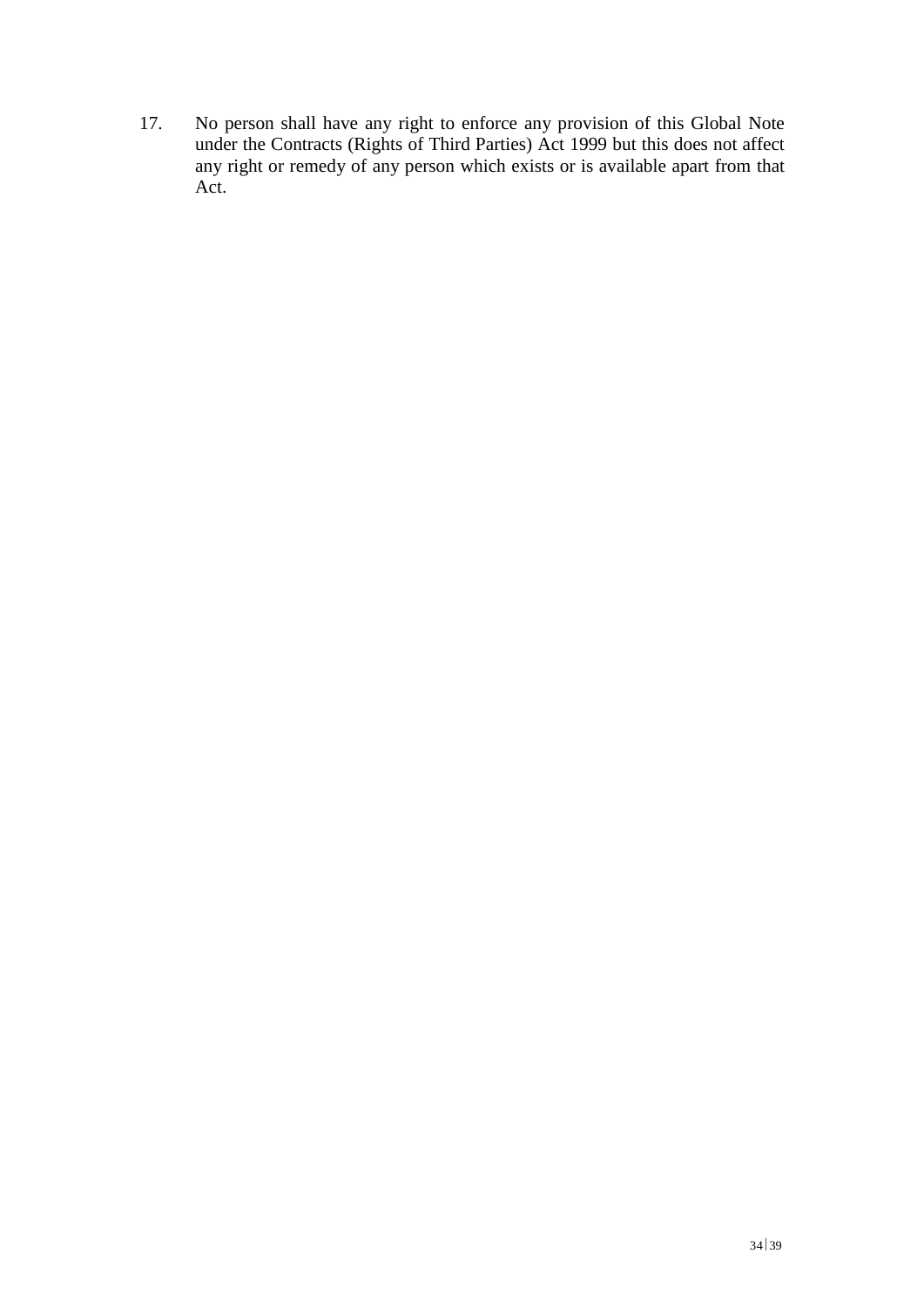17. No person shall have any right to enforce any provision of this Global Note under the Contracts (Rights of Third Parties) Act 1999 but this does not affect any right or remedy of any person which exists or is available apart from that Act.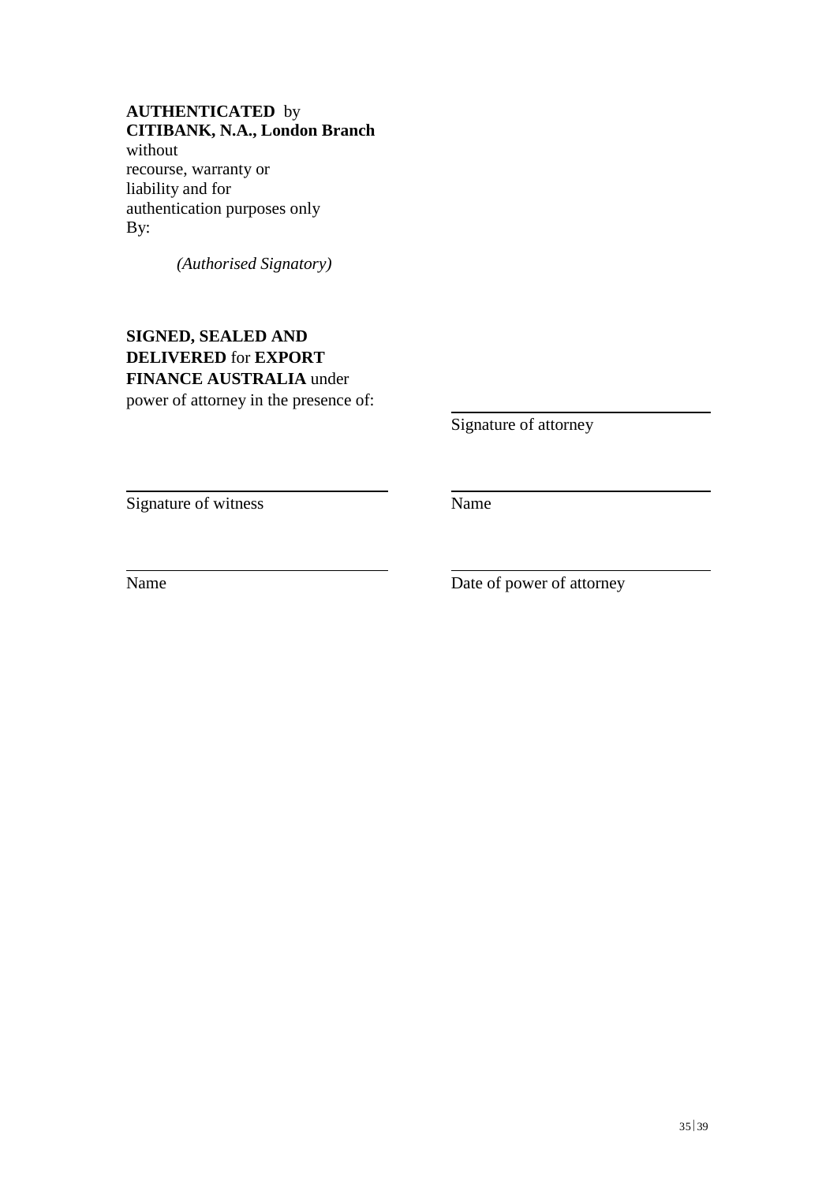**AUTHENTICATED** by
**CITIBANK, N.A., London Branch**
without
recourse, warranty or
liability and for
authentication purposes only
By:

*(Authorised Signatory)*

**SIGNED, SEALED AND DELIVERED** for **EXPORT FINANCE AUSTRALIA** under power of attorney in the presence of:

| | |
|---|---|
| | \_\_\_\_\_\_\_\_\_\_\_\_\_\_\_\_\_\_\_\_\_\_\_\_ Signature of attorney |
| \_\_\_\_\_\_\_\_\_\_\_\_\_\_\_\_\_\_\_\_\_\_\_\_ Signature of witness | \_\_\_\_\_\_\_\_\_\_\_\_\_\_\_\_\_\_\_\_\_\_\_\_ Name |
| \_\_\_\_\_\_\_\_\_\_\_\_\_\_\_\_\_\_\_\_\_\_\_\_ Name | \_\_\_\_\_\_\_\_\_\_\_\_\_\_\_\_\_\_\_\_\_\_\_\_ Date of power of attorney |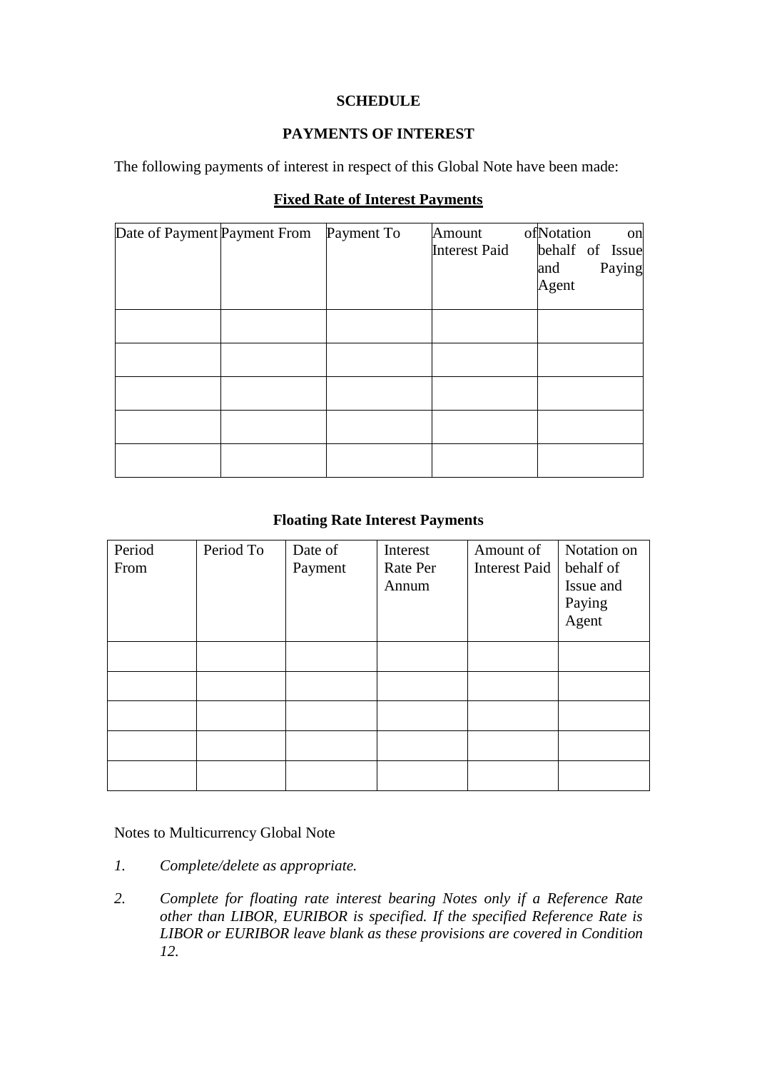**SCHEDULE**

**PAYMENTS OF INTEREST**

The following payments of interest in respect of this Global Note have been made:

**Fixed Rate of Interest Payments**

| Date of Payment | Payment From | Payment To | Amount of Interest Paid | Notation on behalf of Issue and Paying Agent |
|---|---|---|---|---|
| | | | | |
| | | | | |
| | | | | |
| | | | | |
| | | | | |

**Floating Rate Interest Payments**

| Period From | Period To | Date of Payment | Interest Rate Per Annum | Amount of Interest Paid | Notation on behalf of Issue and Paying Agent |
|---|---|---|---|---|---|
| | | | | | |
| | | | | | |
| | | | | | |
| | | | | | |
| | | | | | |

Notes to Multicurrency Global Note

1. *Complete/delete as appropriate.*
2. *Complete for floating rate interest bearing Notes only if a Reference Rate other than LIBOR, EURIBOR is specified. If the specified Reference Rate is LIBOR or EURIBOR leave blank as these provisions are covered in Condition 12.*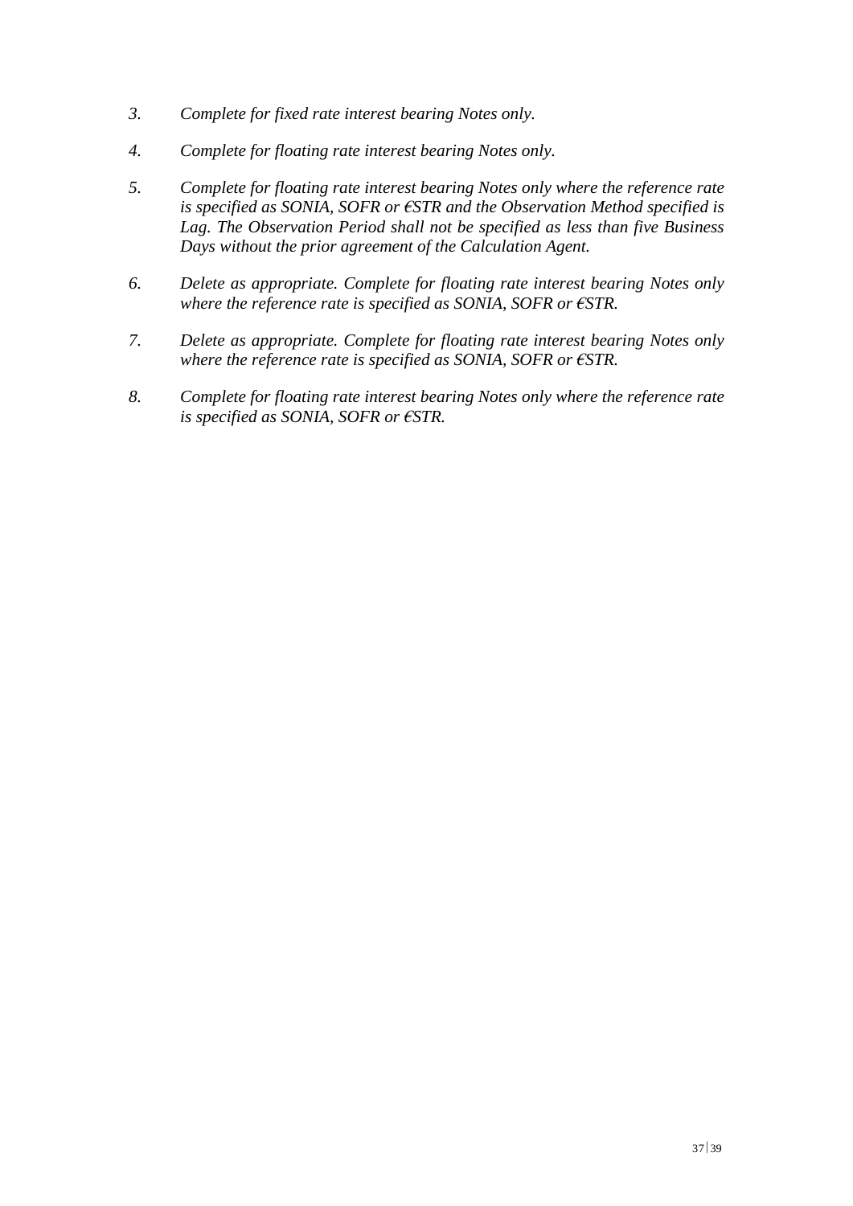3. *Complete for fixed rate interest bearing Notes only.*

4. *Complete for floating rate interest bearing Notes only.*

5. *Complete for floating rate interest bearing Notes only where the reference rate is specified as SONIA, SOFR or €STR and the Observation Method specified is Lag. The Observation Period shall not be specified as less than five Business Days without the prior agreement of the Calculation Agent.*

6. *Delete as appropriate. Complete for floating rate interest bearing Notes only where the reference rate is specified as SONIA, SOFR or €STR.*

7. *Delete as appropriate. Complete for floating rate interest bearing Notes only where the reference rate is specified as SONIA, SOFR or €STR.*

8. *Complete for floating rate interest bearing Notes only where the reference rate is specified as SONIA, SOFR or €STR.*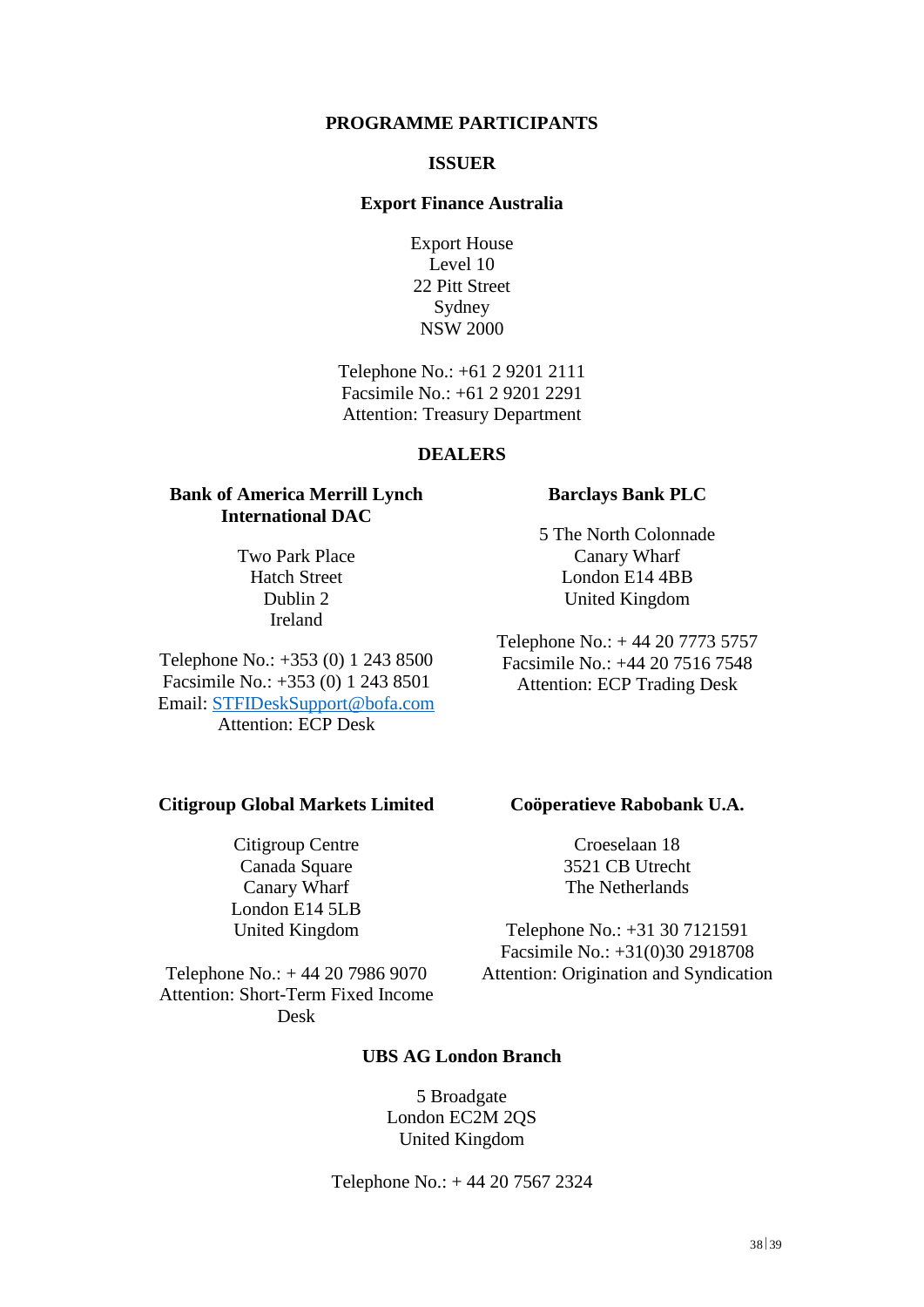# PROGRAMME PARTICIPANTS

## ISSUER

**Export Finance Australia**

Export House
Level 10
22 Pitt Street
Sydney
NSW 2000

Telephone No.: +61 2 9201 2111
Facsimile No.: +61 2 9201 2291
Attention: Treasury Department

## DEALERS

**Bank of America Merrill Lynch International DAC**

Two Park Place
Hatch Street
Dublin 2
Ireland

Telephone No.: +353 (0) 1 243 8500
Facsimile No.: +353 (0) 1 243 8501
Email: STFIDeskSupport@bofa.com
Attention: ECP Desk

**Barclays Bank PLC**

5 The North Colonnade
Canary Wharf
London E14 4BB
United Kingdom

Telephone No.: + 44 20 7773 5757
Facsimile No.: +44 20 7516 7548
Attention: ECP Trading Desk

**Citigroup Global Markets Limited**

Citigroup Centre
Canada Square
Canary Wharf
London E14 5LB
United Kingdom

Telephone No.: + 44 20 7986 9070
Attention: Short-Term Fixed Income Desk

**Coöperatieve Rabobank U.A.**

Croeselaan 18
3521 CB Utrecht
The Netherlands

Telephone No.: +31 30 7121591
Facsimile No.: +31(0)30 2918708
Attention: Origination and Syndication

**UBS AG London Branch**

5 Broadgate
London EC2M 2QS
United Kingdom

Telephone No.: + 44 20 7567 2324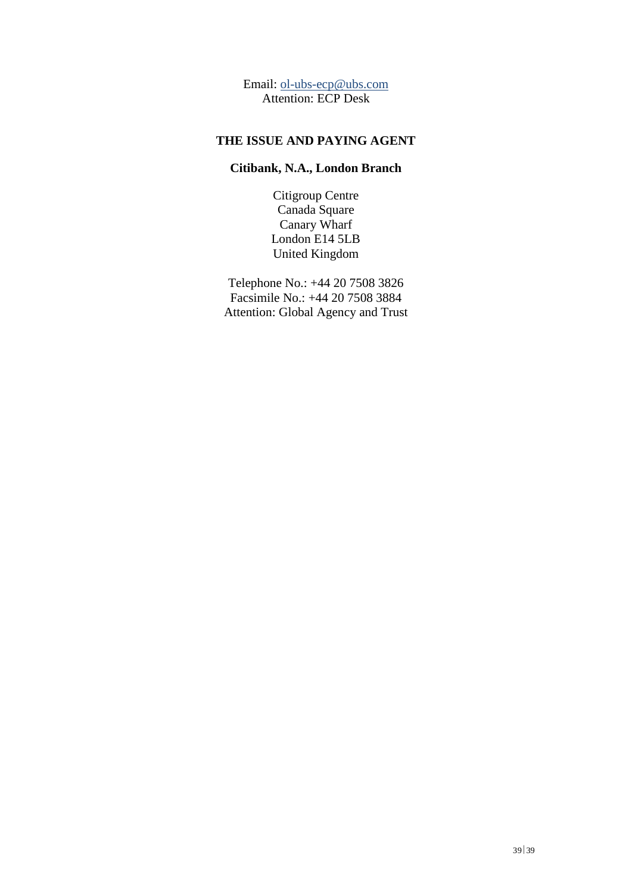Email: ol-ubs-ecp@ubs.com
Attention: ECP Desk

**THE ISSUE AND PAYING AGENT**

**Citibank, N.A., London Branch**

Citigroup Centre
Canada Square
Canary Wharf
London E14 5LB
United Kingdom

Telephone No.: +44 20 7508 3826
Facsimile No.: +44 20 7508 3884
Attention: Global Agency and Trust